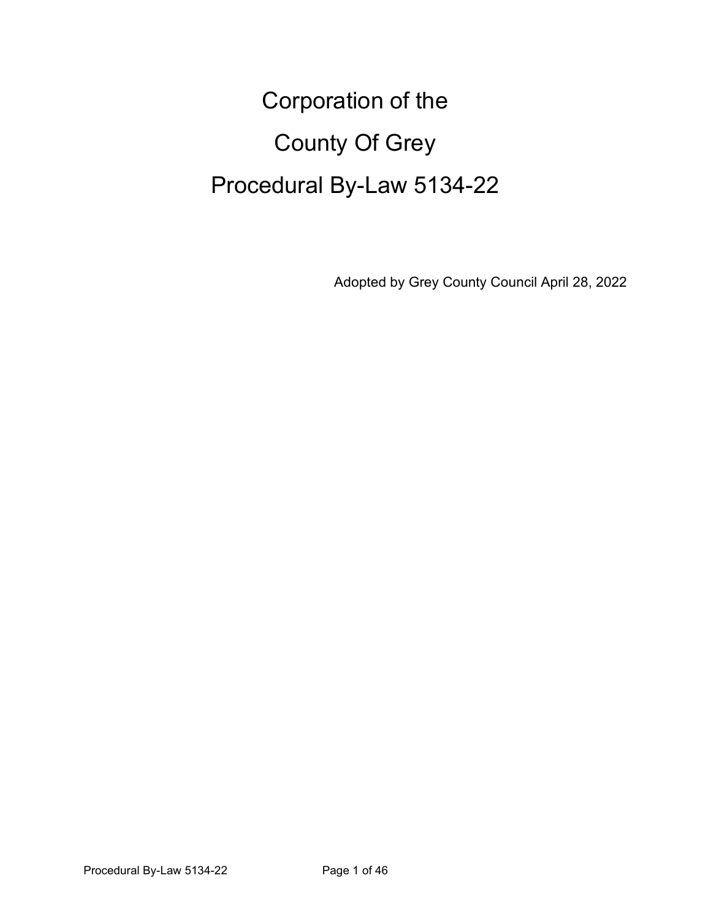# Corporation of the

# County Of Grey

# Procedural By-Law 5134-22

Adopted by Grey County Council April 28, 2022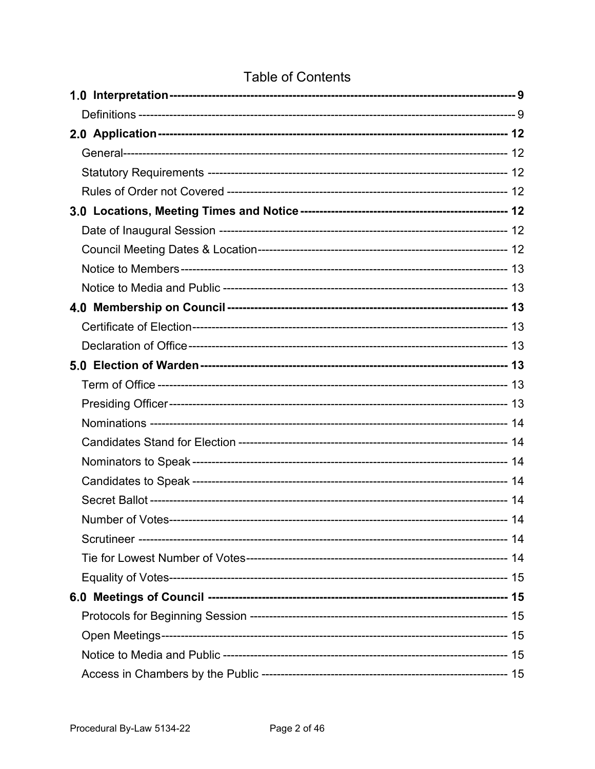# Table of Contents

**1.0 Interpretation** ---------- 9

Definitions ---------- 9

**2.0 Application** ---------- 12

General ---------- 12

Statutory Requirements ---------- 12

Rules of Order not Covered ---------- 12

**3.0 Locations, Meeting Times and Notice** ---------- 12

Date of Inaugural Session ---------- 12

Council Meeting Dates & Location ---------- 12

Notice to Members ---------- 13

Notice to Media and Public ---------- 13

**4.0 Membership on Council** ---------- 13

Certificate of Election ---------- 13

Declaration of Office ---------- 13

**5.0 Election of Warden** ---------- 13

Term of Office ---------- 13

Presiding Officer ---------- 13

Nominations ---------- 14

Candidates Stand for Election ---------- 14

Nominators to Speak ---------- 14

Candidates to Speak ---------- 14

Secret Ballot ---------- 14

Number of Votes ---------- 14

Scrutineer ---------- 14

Tie for Lowest Number of Votes ---------- 14

Equality of Votes ---------- 15

**6.0 Meetings of Council** ---------- 15

Protocols for Beginning Session ---------- 15

Open Meetings ---------- 15

Notice to Media and Public ---------- 15

Access in Chambers by the Public ---------- 15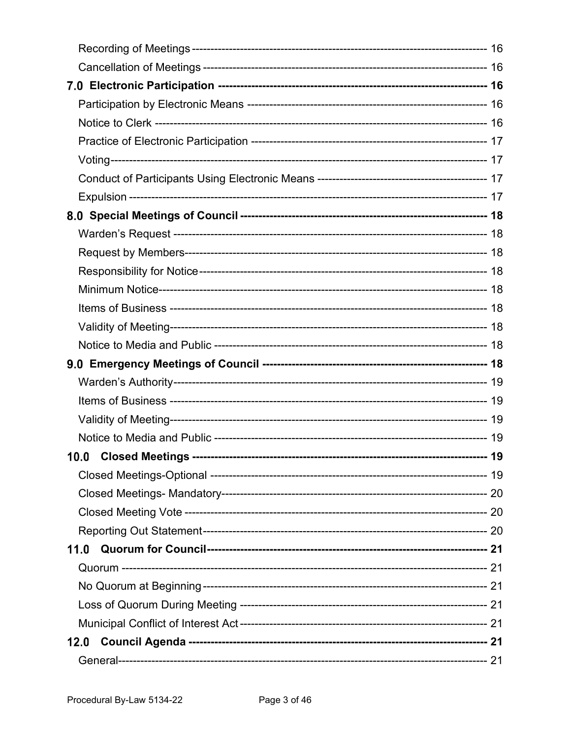Recording of Meetings ---------------------------------------------------------------------------- 16

Cancellation of Meetings ------------------------------------------------------------------------- 16

**7.0 Electronic Participation ------------------------------------------------------------------ 16**

Participation by Electronic Means ---------------------------------------------------------- 16

Notice to Clerk -------------------------------------------------------------------------------------- 16

Practice of Electronic Participation --------------------------------------------------------- 17

Voting---------------------------------------------------------------------------------------------------- 17

Conduct of Participants Using Electronic Means --------------------------------------- 17

Expulsion ----------------------------------------------------------------------------------------------- 17

**8.0 Special Meetings of Council ------------------------------------------------------------ 18**

Warden's Request ---------------------------------------------------------------------------------- 18

Request by Members------------------------------------------------------------------------------- 18

Responsibility for Notice-------------------------------------------------------------------------- 18

Minimum Notice-------------------------------------------------------------------------------------- 18

Items of Business ----------------------------------------------------------------------------------- 18

Validity of Meeting---------------------------------------------------------------------------------- 18

Notice to Media and Public ---------------------------------------------------------------------- 18

**9.0 Emergency Meetings of Council -------------------------------------------------------- 18**

Warden's Authority---------------------------------------------------------------------------------- 19

Items of Business ----------------------------------------------------------------------------------- 19

Validity of Meeting---------------------------------------------------------------------------------- 19

Notice to Media and Public ---------------------------------------------------------------------- 19

**10.0 Closed Meetings ----------------------------------------------------------------------------- 19**

Closed Meetings-Optional ----------------------------------------------------------------------- 19

Closed Meetings- Mandatory-------------------------------------------------------------------- 20

Closed Meeting Vote ------------------------------------------------------------------------------- 20

Reporting Out Statement------------------------------------------------------------------------- 20

**11.0 Quorum for Council--------------------------------------------------------------------------- 21**

Quorum ------------------------------------------------------------------------------------------------- 21

No Quorum at Beginning ------------------------------------------------------------------------- 21

Loss of Quorum During Meeting -------------------------------------------------------------- 21

Municipal Conflict of Interest Act -------------------------------------------------------------- 21

**12.0 Council Agenda ------------------------------------------------------------------------------- 21**

General-------------------------------------------------------------------------------------------------- 21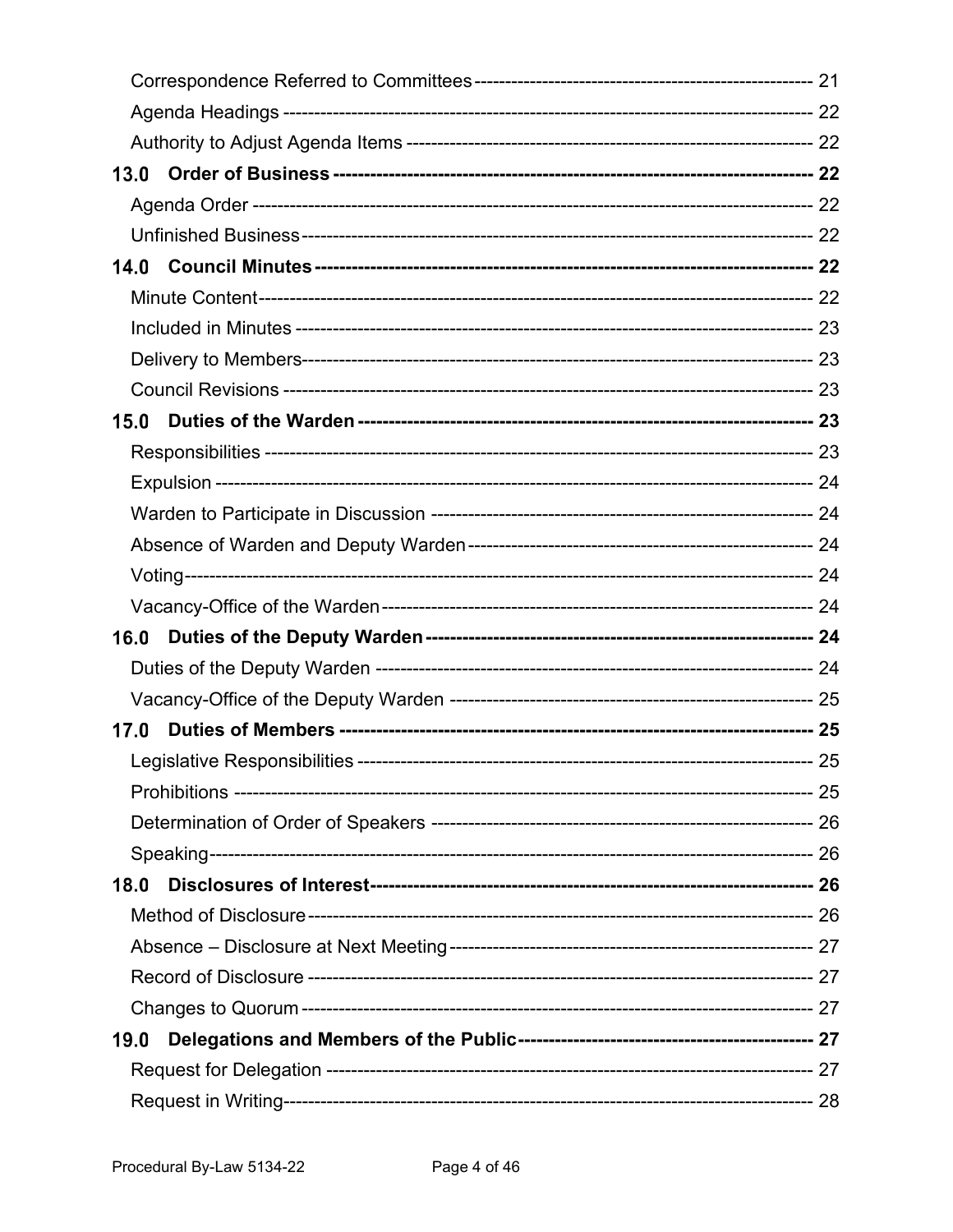Correspondence Referred to Committees ---------------------------------------------------- 21

Agenda Headings ----------------------------------------------------------------------------- 22

Authority to Adjust Agenda Items ---------------------------------------------------------- 22

**13.0 Order of Business ---------------------------------------------------------------------- 22**

Agenda Order --------------------------------------------------------------------------------- 22

Unfinished Business -------------------------------------------------------------------------- 22

**14.0 Council Minutes ----------------------------------------------------------------------- 22**

Minute Content ------------------------------------------------------------------------------- 22

Included in Minutes -------------------------------------------------------------------------- 23

Delivery to Members ------------------------------------------------------------------------- 23

Council Revisions ---------------------------------------------------------------------------- 23

**15.0 Duties of the Warden -------------------------------------------------------------- 23**

Responsibilities ------------------------------------------------------------------------------ 23

Expulsion ------------------------------------------------------------------------------------- 24

Warden to Participate in Discussion ------------------------------------------------------ 24

Absence of Warden and Deputy Warden -------------------------------------------------- 24

Voting ----------------------------------------------------------------------------------------- 24

Vacancy-Office of the Warden -------------------------------------------------------------- 24

**16.0 Duties of the Deputy Warden ---------------------------------------------------- 24**

Duties of the Deputy Warden --------------------------------------------------------------- 24

Vacancy-Office of the Deputy Warden ---------------------------------------------------- 25

**17.0 Duties of Members ------------------------------------------------------------------ 25**

Legislative Responsibilities ----------------------------------------------------------------- 25

Prohibitions ----------------------------------------------------------------------------------- 25

Determination of Order of Speakers ------------------------------------------------------ 26

Speaking -------------------------------------------------------------------------------------- 26

**18.0 Disclosures of Interest -------------------------------------------------------------- 26**

Method of Disclosure ------------------------------------------------------------------------ 26

Absence – Disclosure at Next Meeting --------------------------------------------------- 27

Record of Disclosure ------------------------------------------------------------------------ 27

Changes to Quorum ------------------------------------------------------------------------- 27

**19.0 Delegations and Members of the Public --------------------------------------- 27**

Request for Delegation ---------------------------------------------------------------------- 27

Request in Writing --------------------------------------------------------------------------- 28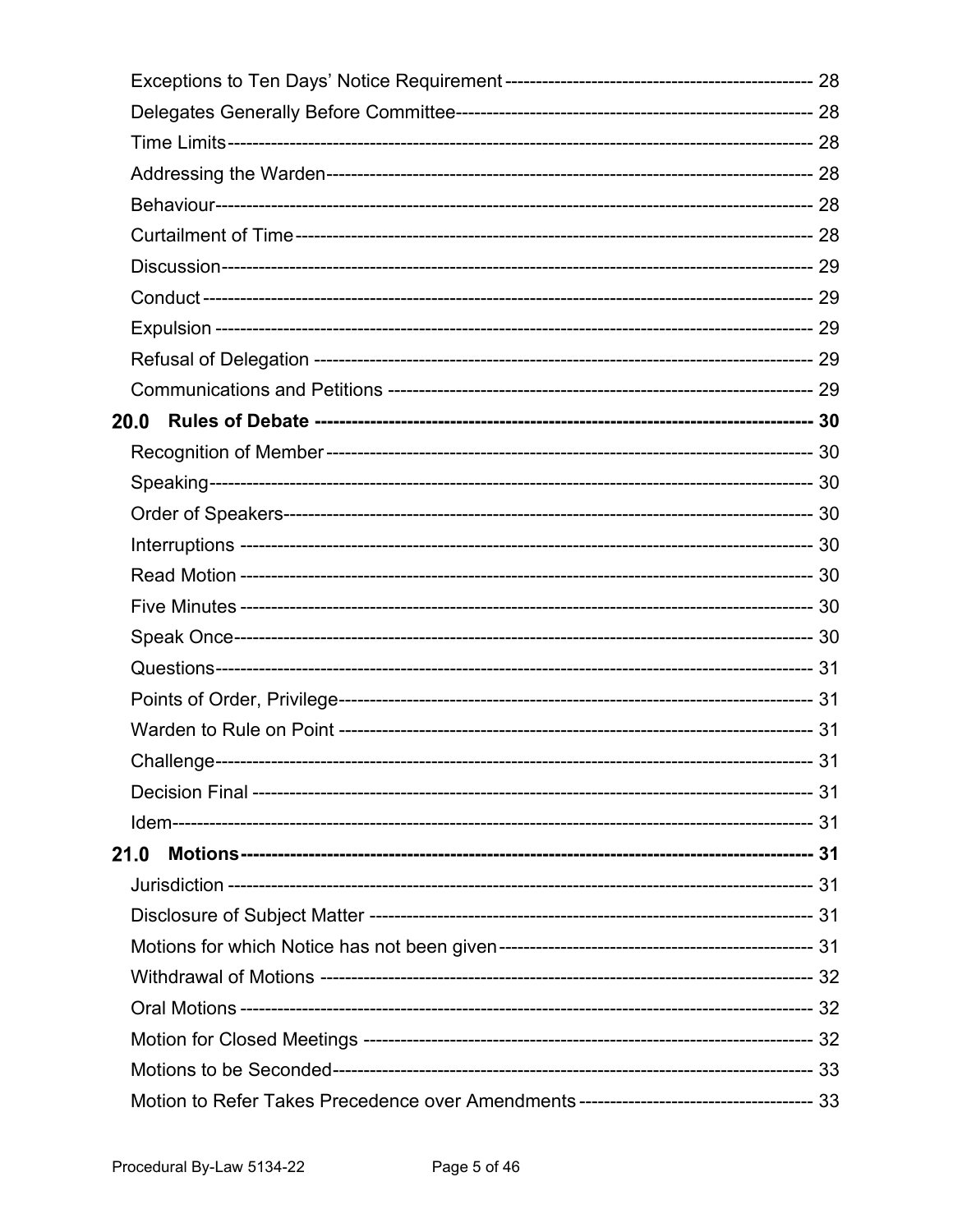Exceptions to Ten Days' Notice Requirement ---------- 28
Delegates Generally Before Committee ---------- 28
Time Limits ---------- 28
Addressing the Warden ---------- 28
Behaviour ---------- 28
Curtailment of Time ---------- 28
Discussion ---------- 29
Conduct ---------- 29
Expulsion ---------- 29
Refusal of Delegation ---------- 29
Communications and Petitions ---------- 29

**20.0 Rules of Debate ---------- 30**

Recognition of Member ---------- 30
Speaking ---------- 30
Order of Speakers ---------- 30
Interruptions ---------- 30
Read Motion ---------- 30
Five Minutes ---------- 30
Speak Once ---------- 30
Questions ---------- 31
Points of Order, Privilege ---------- 31
Warden to Rule on Point ---------- 31
Challenge ---------- 31
Decision Final ---------- 31
Idem ---------- 31

**21.0 Motions ---------- 31**

Jurisdiction ---------- 31
Disclosure of Subject Matter ---------- 31
Motions for which Notice has not been given ---------- 31
Withdrawal of Motions ---------- 32
Oral Motions ---------- 32
Motion for Closed Meetings ---------- 32
Motions to be Seconded ---------- 33
Motion to Refer Takes Precedence over Amendments ---------- 33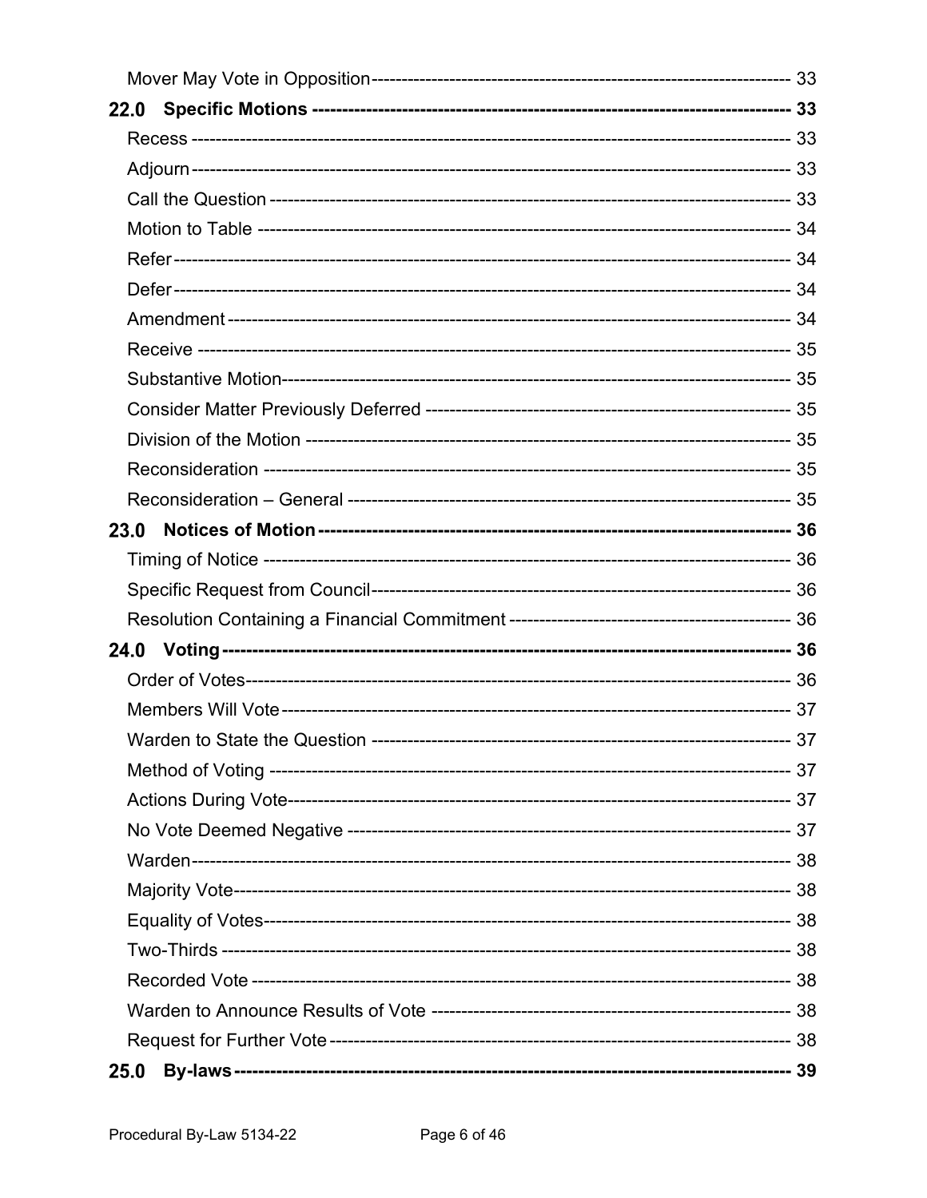Mover May Vote in Opposition -------------------------------------------------------------------- 33

**22.0 Specific Motions ------------------------------------------------------------------------ 33**

Recess ------------------------------------------------------------------------------------------------ 33

Adjourn ------------------------------------------------------------------------------------------------ 33

Call the Question ------------------------------------------------------------------------------------- 33

Motion to Table --------------------------------------------------------------------------------------- 34

Refer ---------------------------------------------------------------------------------------------------- 34

Defer ---------------------------------------------------------------------------------------------------- 34

Amendment ------------------------------------------------------------------------------------------- 34

Receive ------------------------------------------------------------------------------------------------ 35

Substantive Motion ---------------------------------------------------------------------------------- 35

Consider Matter Previously Deferred ------------------------------------------------------------ 35

Division of the Motion ------------------------------------------------------------------------------- 35

Reconsideration -------------------------------------------------------------------------------------- 35

Reconsideration – General ------------------------------------------------------------------------ 35

**23.0 Notices of Motion ------------------------------------------------------------------------ 36**

Timing of Notice -------------------------------------------------------------------------------------- 36

Specific Request from Council -------------------------------------------------------------------- 36

Resolution Containing a Financial Commitment ---------------------------------------------- 36

**24.0 Voting ------------------------------------------------------------------------------------------ 36**

Order of Votes ---------------------------------------------------------------------------------------- 36

Members Will Vote ----------------------------------------------------------------------------------- 37

Warden to State the Question -------------------------------------------------------------------- 37

Method of Voting ------------------------------------------------------------------------------------- 37

Actions During Vote --------------------------------------------------------------------------------- 37

No Vote Deemed Negative ------------------------------------------------------------------------ 37

Warden ------------------------------------------------------------------------------------------------- 38

Majority Vote ------------------------------------------------------------------------------------------ 38

Equality of Votes ------------------------------------------------------------------------------------- 38

Two-Thirds -------------------------------------------------------------------------------------------- 38

Recorded Vote --------------------------------------------------------------------------------------- 38

Warden to Announce Results of Vote ---------------------------------------------------------- 38

Request for Further Vote -------------------------------------------------------------------------- 38

**25.0 By-laws ---------------------------------------------------------------------------------------- 39**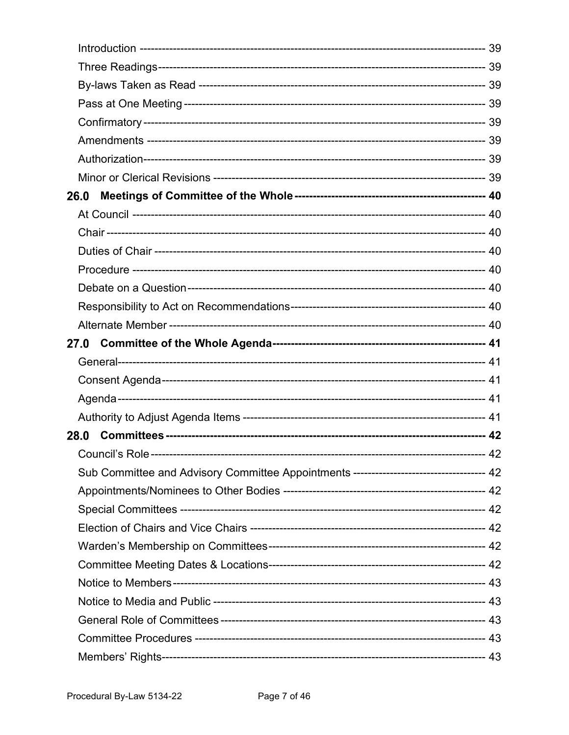Introduction ---------------------------------------------------------------------------------------- 39
Three Readings---------------------------------------------------------------------------------------- 39
By-laws Taken as Read ---------------------------------------------------------------------------------- 39
Pass at One Meeting ------------------------------------------------------------------------------------ 39
Confirmatory ---------------------------------------------------------------------------------------------- 39
Amendments ----------------------------------------------------------------------------------------------- 39
Authorization----------------------------------------------------------------------------------------------- 39
Minor or Clerical Revisions ---------------------------------------------------------------------------- 39

**26.0 Meetings of Committee of the Whole ------------------------------------------------- 40**

At Council -------------------------------------------------------------------------------------------------- 40
Chair -------------------------------------------------------------------------------------------------------- 40
Duties of Chair -------------------------------------------------------------------------------------------- 40
Procedure -------------------------------------------------------------------------------------------------- 40
Debate on a Question ------------------------------------------------------------------------------------ 40
Responsibility to Act on Recommendations----------------------------------------------------- 40
Alternate Member ---------------------------------------------------------------------------------------- 40

**27.0 Committee of the Whole Agenda---------------------------------------------------------- 41**

General------------------------------------------------------------------------------------------------------ 41
Consent Agenda------------------------------------------------------------------------------------------- 41
Agenda ------------------------------------------------------------------------------------------------------ 41
Authority to Adjust Agenda Items ------------------------------------------------------------------- 41

**28.0 Committees ------------------------------------------------------------------------------------ 42**

Council's Role --------------------------------------------------------------------------------------------- 42
Sub Committee and Advisory Committee Appointments ----------------------------------- 42
Appointments/Nominees to Other Bodies ------------------------------------------------------- 42
Special Committees ------------------------------------------------------------------------------------- 42
Election of Chairs and Vice Chairs ------------------------------------------------------------------ 42
Warden's Membership on Committees------------------------------------------------------------ 42
Committee Meeting Dates & Locations------------------------------------------------------------ 42
Notice to Members --------------------------------------------------------------------------------------- 43
Notice to Media and Public ---------------------------------------------------------------------------- 43
General Role of Committees -------------------------------------------------------------------------- 43
Committee Procedures --------------------------------------------------------------------------------- 43
Members' Rights------------------------------------------------------------------------------------------ 43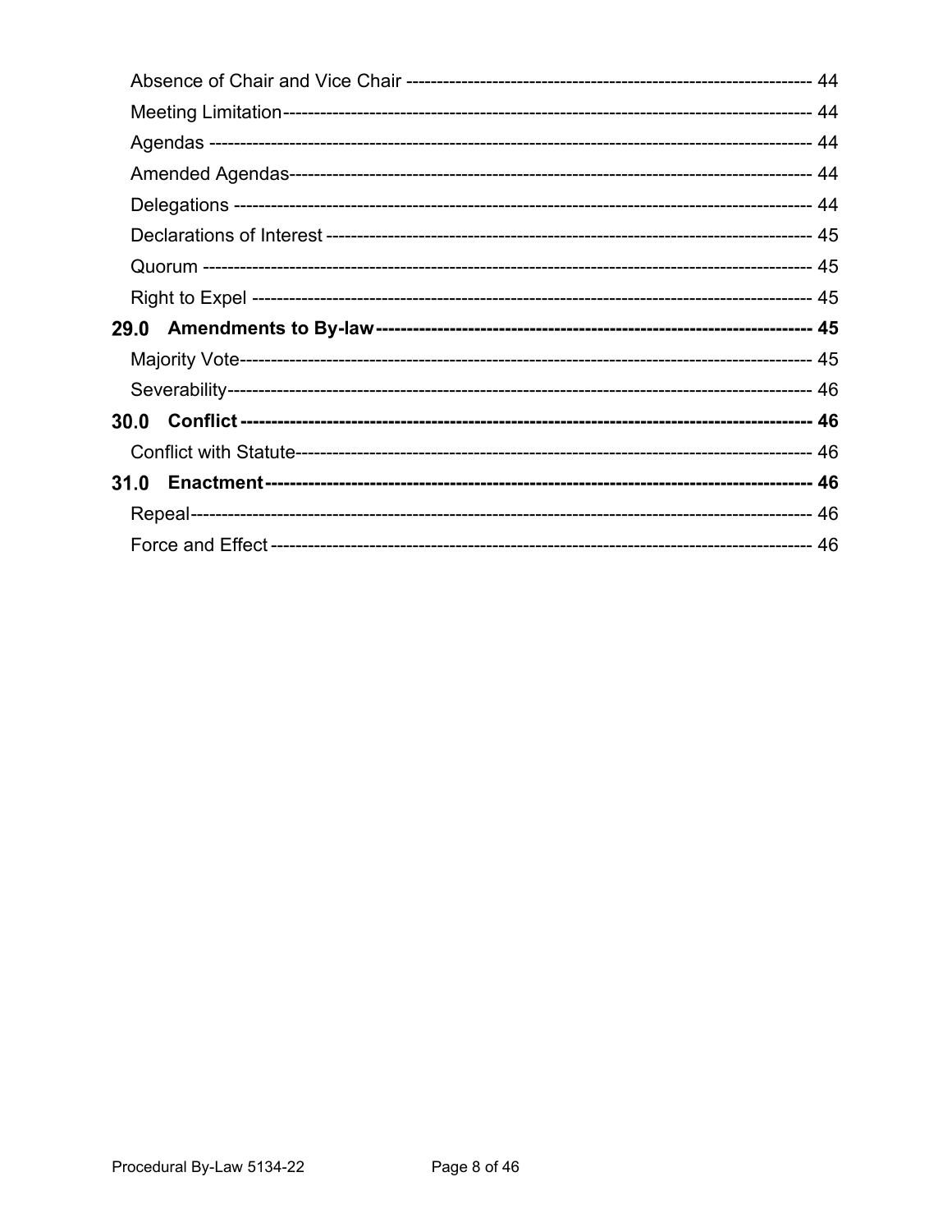Absence of Chair and Vice Chair ---------------------------------------------------------------- 44
Meeting Limitation------------------------------------------------------------------------------------ 44
Agendas ------------------------------------------------------------------------------------------------ 44
Amended Agendas------------------------------------------------------------------------------------ 44
Delegations -------------------------------------------------------------------------------------------- 44
Declarations of Interest ------------------------------------------------------------------------------ 45
Quorum ------------------------------------------------------------------------------------------------- 45
Right to Expel ----------------------------------------------------------------------------------------- 45

**29.0 Amendments to By-law------------------------------------------------------------------ 45**

Majority Vote------------------------------------------------------------------------------------------- 45
Severability--------------------------------------------------------------------------------------------- 46

**30.0 Conflict ------------------------------------------------------------------------------------- 46**

Conflict with Statute----------------------------------------------------------------------------------- 46

**31.0 Enactment----------------------------------------------------------------------------------- 46**

Repeal---------------------------------------------------------------------------------------------------- 46
Force and Effect --------------------------------------------------------------------------------------- 46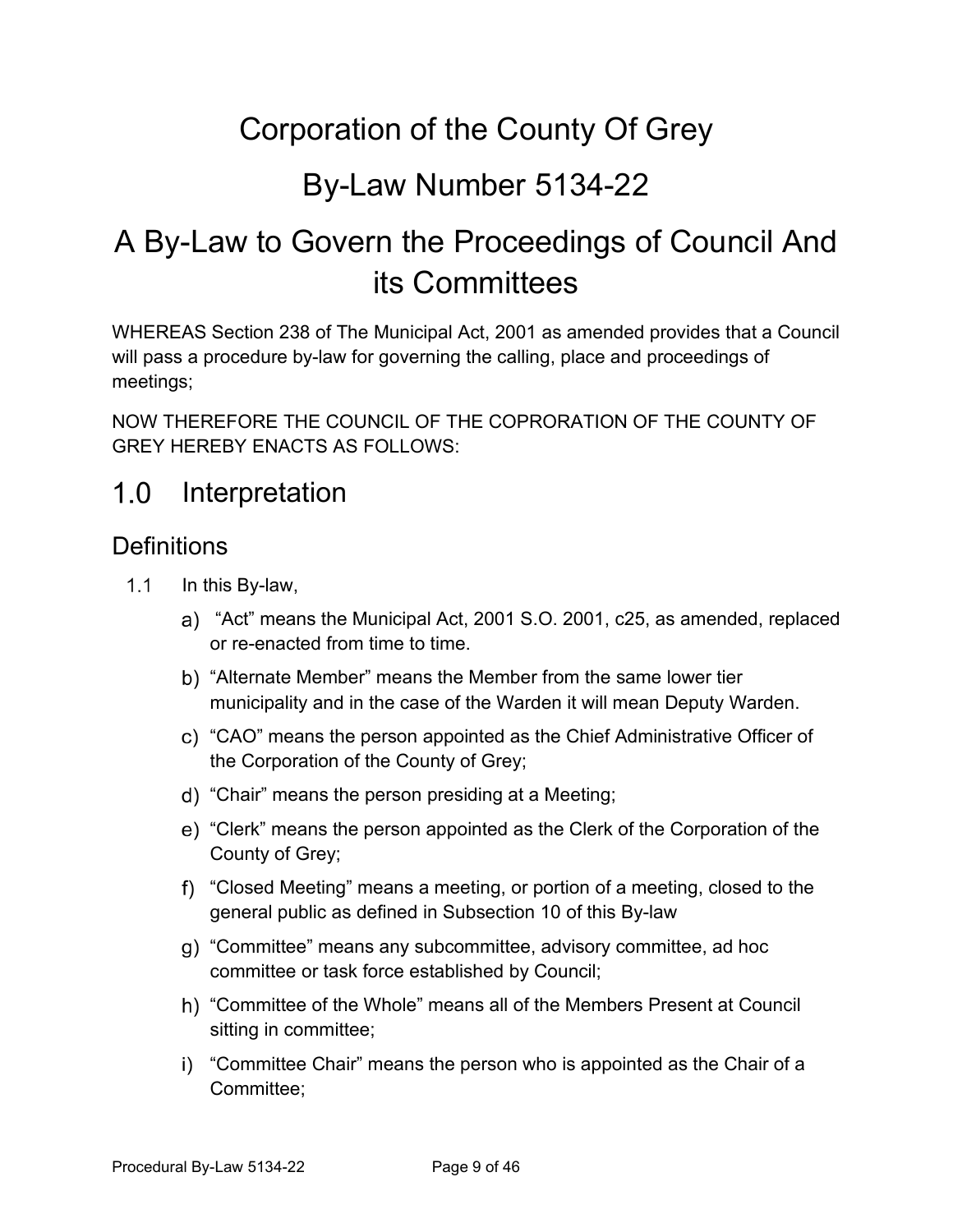# Corporation of the County Of Grey

# By-Law Number 5134-22

# A By-Law to Govern the Proceedings of Council And its Committees

WHEREAS Section 238 of The Municipal Act, 2001 as amended provides that a Council will pass a procedure by-law for governing the calling, place and proceedings of meetings;

NOW THEREFORE THE COUNCIL OF THE COPRORATION OF THE COUNTY OF GREY HEREBY ENACTS AS FOLLOWS:

## 1.0 Interpretation

### Definitions

1.1 In this By-law,

a) "Act" means the Municipal Act, 2001 S.O. 2001, c25, as amended, replaced or re-enacted from time to time.

b) "Alternate Member" means the Member from the same lower tier municipality and in the case of the Warden it will mean Deputy Warden.

c) "CAO" means the person appointed as the Chief Administrative Officer of the Corporation of the County of Grey;

d) "Chair" means the person presiding at a Meeting;

e) "Clerk" means the person appointed as the Clerk of the Corporation of the County of Grey;

f) "Closed Meeting" means a meeting, or portion of a meeting, closed to the general public as defined in Subsection 10 of this By-law

g) "Committee" means any subcommittee, advisory committee, ad hoc committee or task force established by Council;

h) "Committee of the Whole" means all of the Members Present at Council sitting in committee;

i) "Committee Chair" means the person who is appointed as the Chair of a Committee;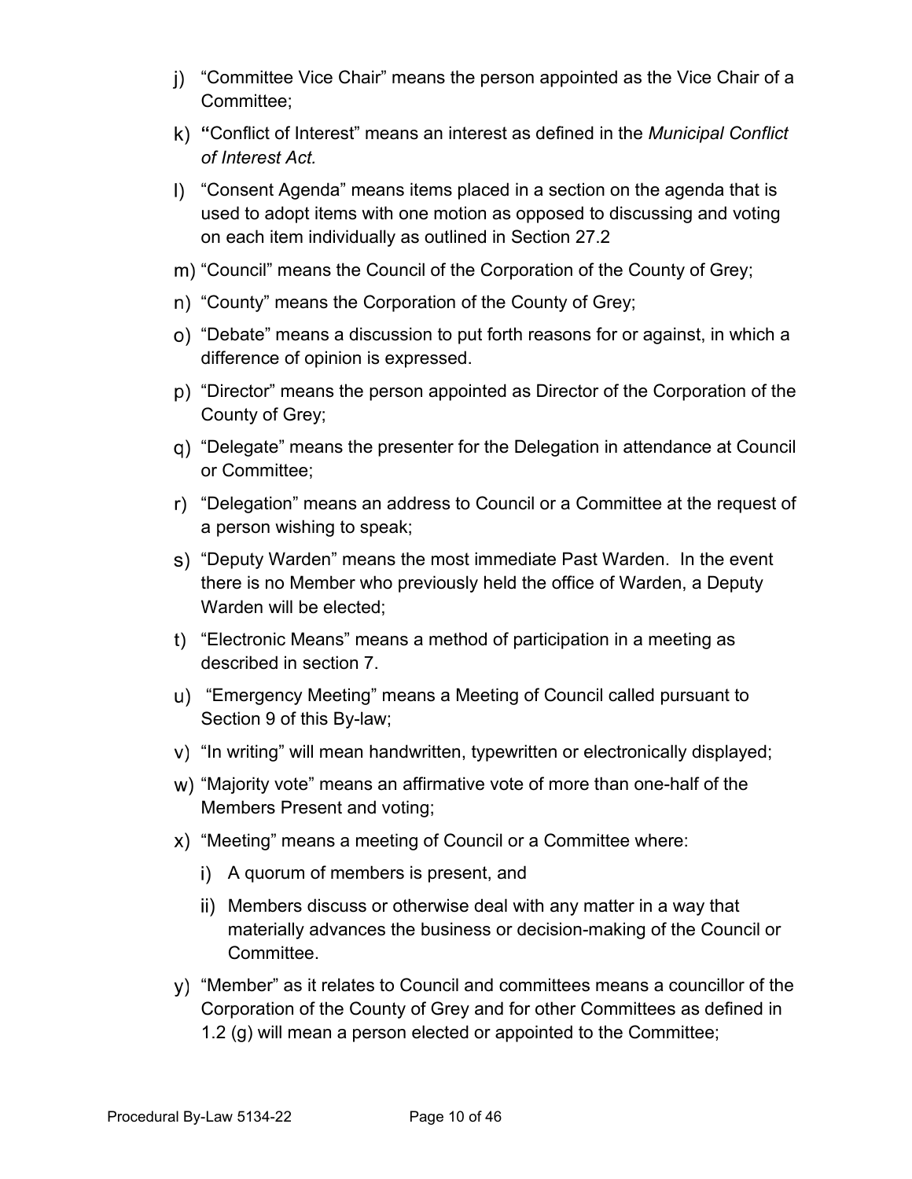j) "Committee Vice Chair" means the person appointed as the Vice Chair of a Committee;

k) "Conflict of Interest" means an interest as defined in the *Municipal Conflict of Interest Act.*

l) "Consent Agenda" means items placed in a section on the agenda that is used to adopt items with one motion as opposed to discussing and voting on each item individually as outlined in Section 27.2

m) "Council" means the Council of the Corporation of the County of Grey;

n) "County" means the Corporation of the County of Grey;

o) "Debate" means a discussion to put forth reasons for or against, in which a difference of opinion is expressed.

p) "Director" means the person appointed as Director of the Corporation of the County of Grey;

q) "Delegate" means the presenter for the Delegation in attendance at Council or Committee;

r) "Delegation" means an address to Council or a Committee at the request of a person wishing to speak;

s) "Deputy Warden" means the most immediate Past Warden. In the event there is no Member who previously held the office of Warden, a Deputy Warden will be elected;

t) "Electronic Means" means a method of participation in a meeting as described in section 7.

u) "Emergency Meeting" means a Meeting of Council called pursuant to Section 9 of this By-law;

v) "In writing" will mean handwritten, typewritten or electronically displayed;

w) "Majority vote" means an affirmative vote of more than one-half of the Members Present and voting;

x) "Meeting" means a meeting of Council or a Committee where:

   i) A quorum of members is present, and

   ii) Members discuss or otherwise deal with any matter in a way that materially advances the business or decision-making of the Council or Committee.

y) "Member" as it relates to Council and committees means a councillor of the Corporation of the County of Grey and for other Committees as defined in 1.2 (g) will mean a person elected or appointed to the Committee;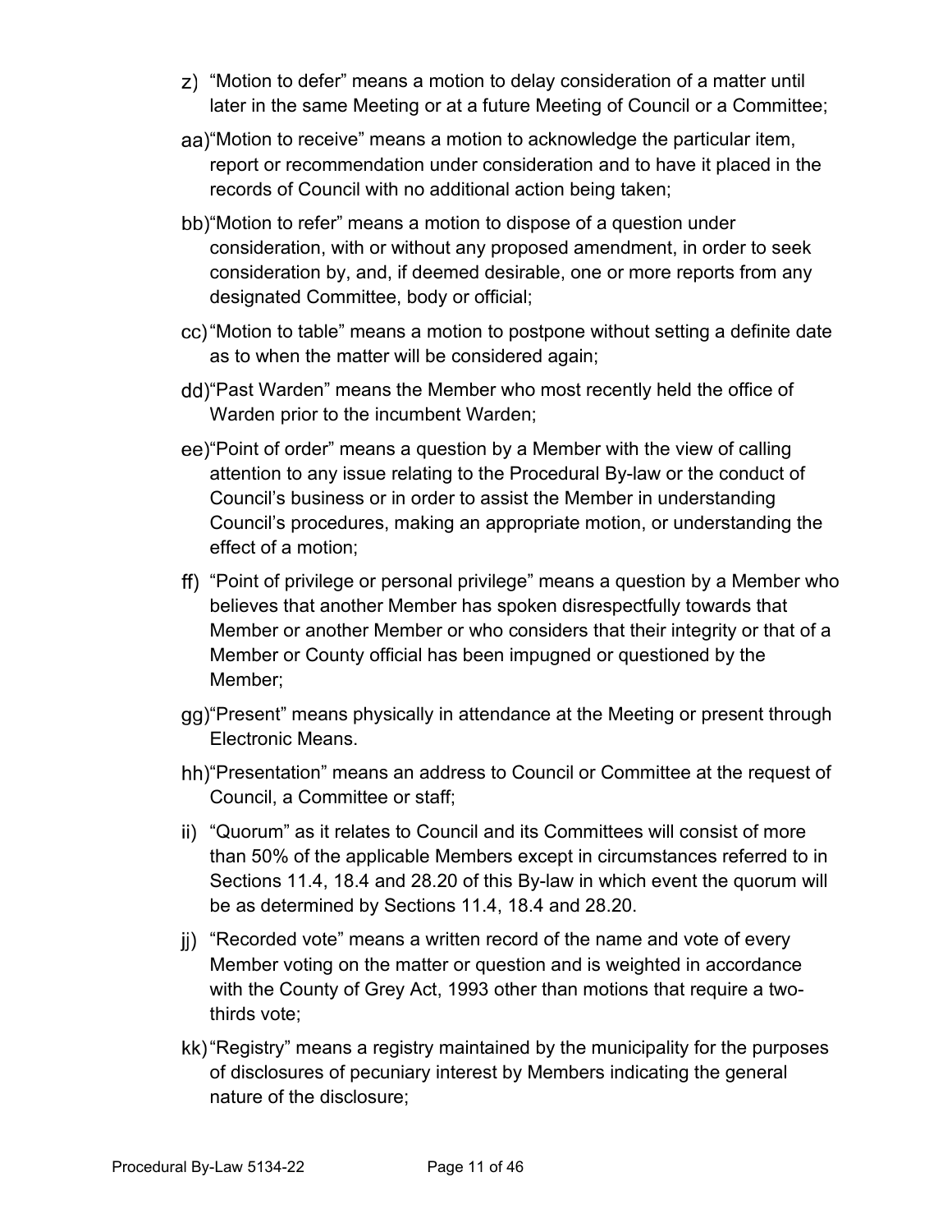z) "Motion to defer" means a motion to delay consideration of a matter until later in the same Meeting or at a future Meeting of Council or a Committee;

aa) "Motion to receive" means a motion to acknowledge the particular item, report or recommendation under consideration and to have it placed in the records of Council with no additional action being taken;

bb) "Motion to refer" means a motion to dispose of a question under consideration, with or without any proposed amendment, in order to seek consideration by, and, if deemed desirable, one or more reports from any designated Committee, body or official;

cc) "Motion to table" means a motion to postpone without setting a definite date as to when the matter will be considered again;

dd) "Past Warden" means the Member who most recently held the office of Warden prior to the incumbent Warden;

ee) "Point of order" means a question by a Member with the view of calling attention to any issue relating to the Procedural By-law or the conduct of Council's business or in order to assist the Member in understanding Council's procedures, making an appropriate motion, or understanding the effect of a motion;

ff) "Point of privilege or personal privilege" means a question by a Member who believes that another Member has spoken disrespectfully towards that Member or another Member or who considers that their integrity or that of a Member or County official has been impugned or questioned by the Member;

gg) "Present" means physically in attendance at the Meeting or present through Electronic Means.

hh) "Presentation" means an address to Council or Committee at the request of Council, a Committee or staff;

ii) "Quorum" as it relates to Council and its Committees will consist of more than 50% of the applicable Members except in circumstances referred to in Sections 11.4, 18.4 and 28.20 of this By-law in which event the quorum will be as determined by Sections 11.4, 18.4 and 28.20.

jj) "Recorded vote" means a written record of the name and vote of every Member voting on the matter or question and is weighted in accordance with the County of Grey Act, 1993 other than motions that require a two-thirds vote;

kk) "Registry" means a registry maintained by the municipality for the purposes of disclosures of pecuniary interest by Members indicating the general nature of the disclosure;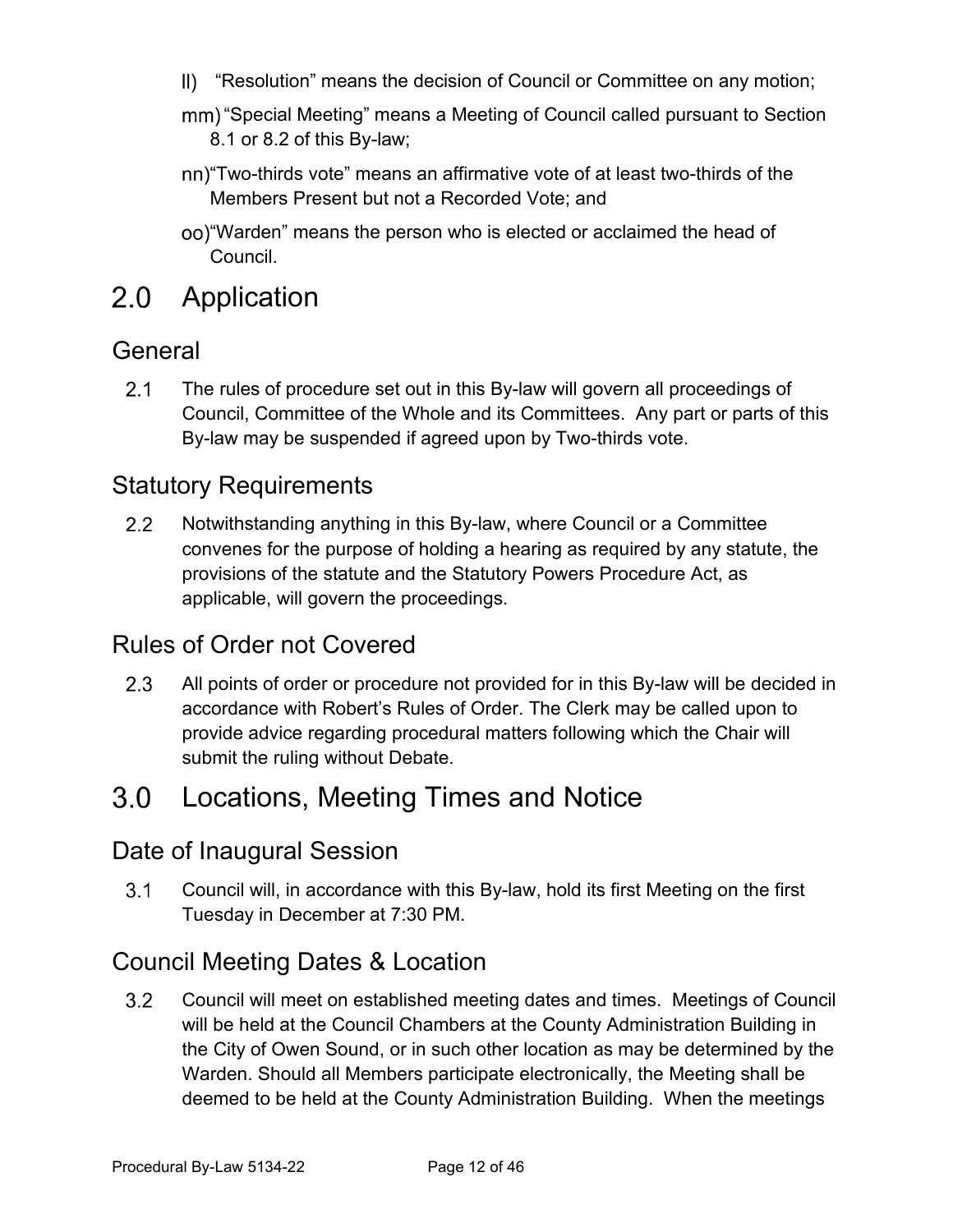ll) "Resolution" means the decision of Council or Committee on any motion;

mm) "Special Meeting" means a Meeting of Council called pursuant to Section 8.1 or 8.2 of this By-law;

nn) "Two-thirds vote" means an affirmative vote of at least two-thirds of the Members Present but not a Recorded Vote; and

oo) "Warden" means the person who is elected or acclaimed the head of Council.

# 2.0 Application

## General

2.1 The rules of procedure set out in this By-law will govern all proceedings of Council, Committee of the Whole and its Committees. Any part or parts of this By-law may be suspended if agreed upon by Two-thirds vote.

## Statutory Requirements

2.2 Notwithstanding anything in this By-law, where Council or a Committee convenes for the purpose of holding a hearing as required by any statute, the provisions of the statute and the Statutory Powers Procedure Act, as applicable, will govern the proceedings.

## Rules of Order not Covered

2.3 All points of order or procedure not provided for in this By-law will be decided in accordance with Robert's Rules of Order. The Clerk may be called upon to provide advice regarding procedural matters following which the Chair will submit the ruling without Debate.

# 3.0 Locations, Meeting Times and Notice

## Date of Inaugural Session

3.1 Council will, in accordance with this By-law, hold its first Meeting on the first Tuesday in December at 7:30 PM.

## Council Meeting Dates & Location

3.2 Council will meet on established meeting dates and times. Meetings of Council will be held at the Council Chambers at the County Administration Building in the City of Owen Sound, or in such other location as may be determined by the Warden. Should all Members participate electronically, the Meeting shall be deemed to be held at the County Administration Building. When the meetings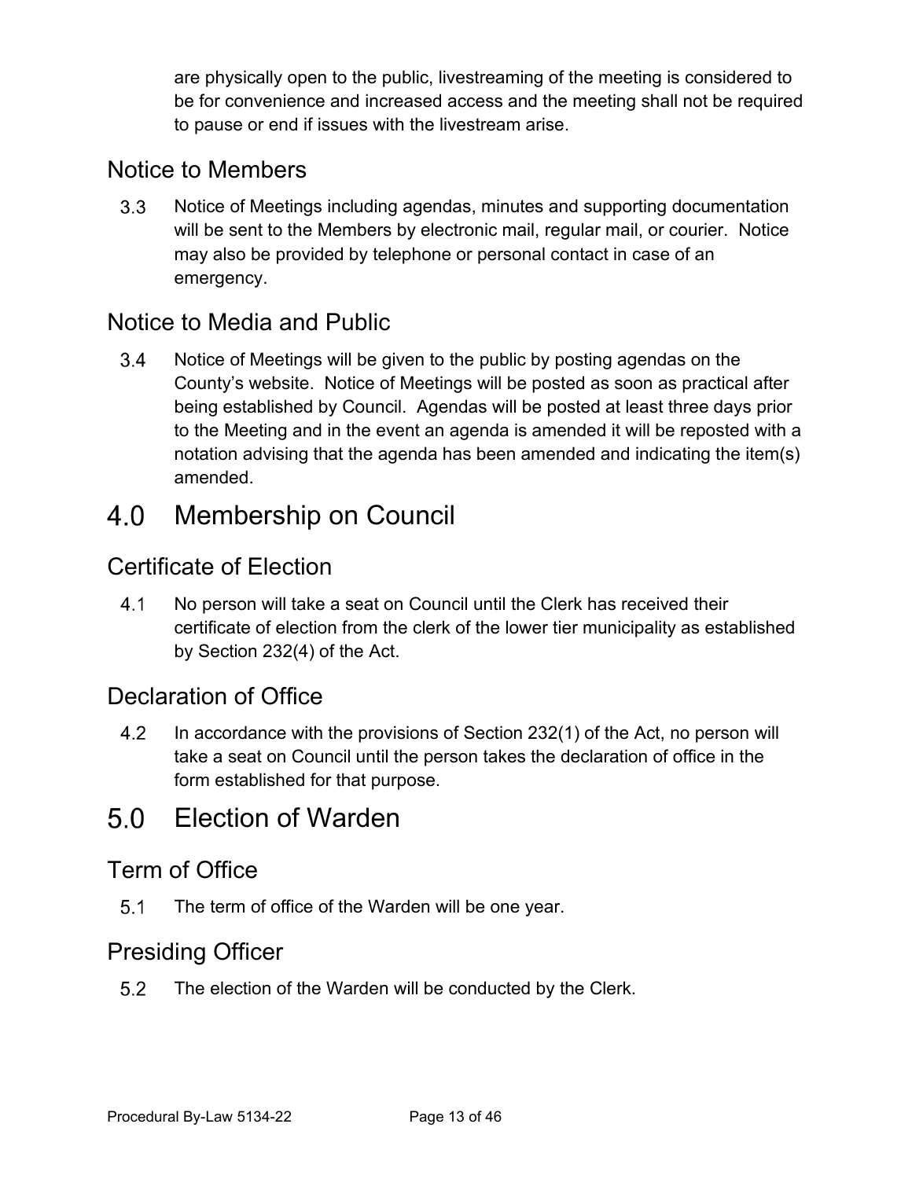are physically open to the public, livestreaming of the meeting is considered to be for convenience and increased access and the meeting shall not be required to pause or end if issues with the livestream arise.

### Notice to Members

3.3 Notice of Meetings including agendas, minutes and supporting documentation will be sent to the Members by electronic mail, regular mail, or courier. Notice may also be provided by telephone or personal contact in case of an emergency.

### Notice to Media and Public

3.4 Notice of Meetings will be given to the public by posting agendas on the County's website. Notice of Meetings will be posted as soon as practical after being established by Council. Agendas will be posted at least three days prior to the Meeting and in the event an agenda is amended it will be reposted with a notation advising that the agenda has been amended and indicating the item(s) amended.

## 4.0 Membership on Council

### Certificate of Election

4.1 No person will take a seat on Council until the Clerk has received their certificate of election from the clerk of the lower tier municipality as established by Section 232(4) of the Act.

### Declaration of Office

4.2 In accordance with the provisions of Section 232(1) of the Act, no person will take a seat on Council until the person takes the declaration of office in the form established for that purpose.

## 5.0 Election of Warden

### Term of Office

5.1 The term of office of the Warden will be one year.

### Presiding Officer

5.2 The election of the Warden will be conducted by the Clerk.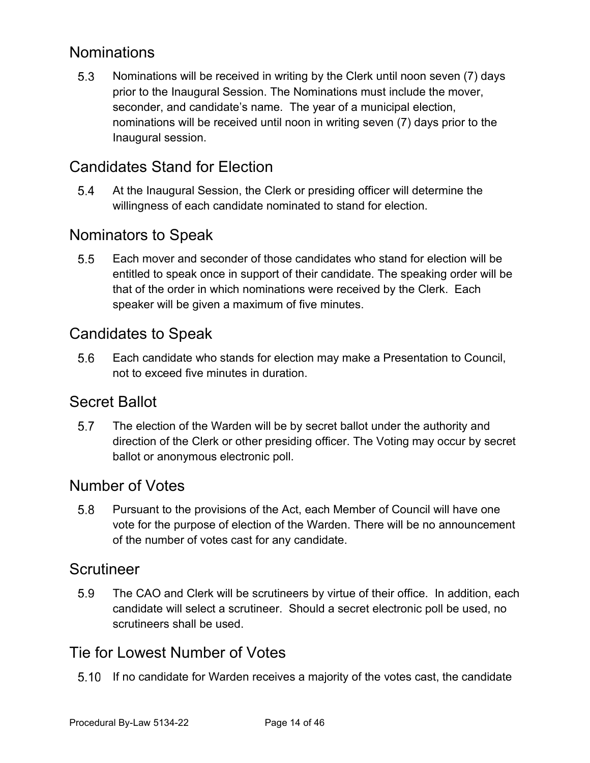## Nominations

5.3 Nominations will be received in writing by the Clerk until noon seven (7) days prior to the Inaugural Session. The Nominations must include the mover, seconder, and candidate's name. The year of a municipal election, nominations will be received until noon in writing seven (7) days prior to the Inaugural session.

## Candidates Stand for Election

5.4 At the Inaugural Session, the Clerk or presiding officer will determine the willingness of each candidate nominated to stand for election.

## Nominators to Speak

5.5 Each mover and seconder of those candidates who stand for election will be entitled to speak once in support of their candidate. The speaking order will be that of the order in which nominations were received by the Clerk. Each speaker will be given a maximum of five minutes.

## Candidates to Speak

5.6 Each candidate who stands for election may make a Presentation to Council, not to exceed five minutes in duration.

## Secret Ballot

5.7 The election of the Warden will be by secret ballot under the authority and direction of the Clerk or other presiding officer. The Voting may occur by secret ballot or anonymous electronic poll.

## Number of Votes

5.8 Pursuant to the provisions of the Act, each Member of Council will have one vote for the purpose of election of the Warden. There will be no announcement of the number of votes cast for any candidate.

## Scrutineer

5.9 The CAO and Clerk will be scrutineers by virtue of their office. In addition, each candidate will select a scrutineer. Should a secret electronic poll be used, no scrutineers shall be used.

## Tie for Lowest Number of Votes

5.10 If no candidate for Warden receives a majority of the votes cast, the candidate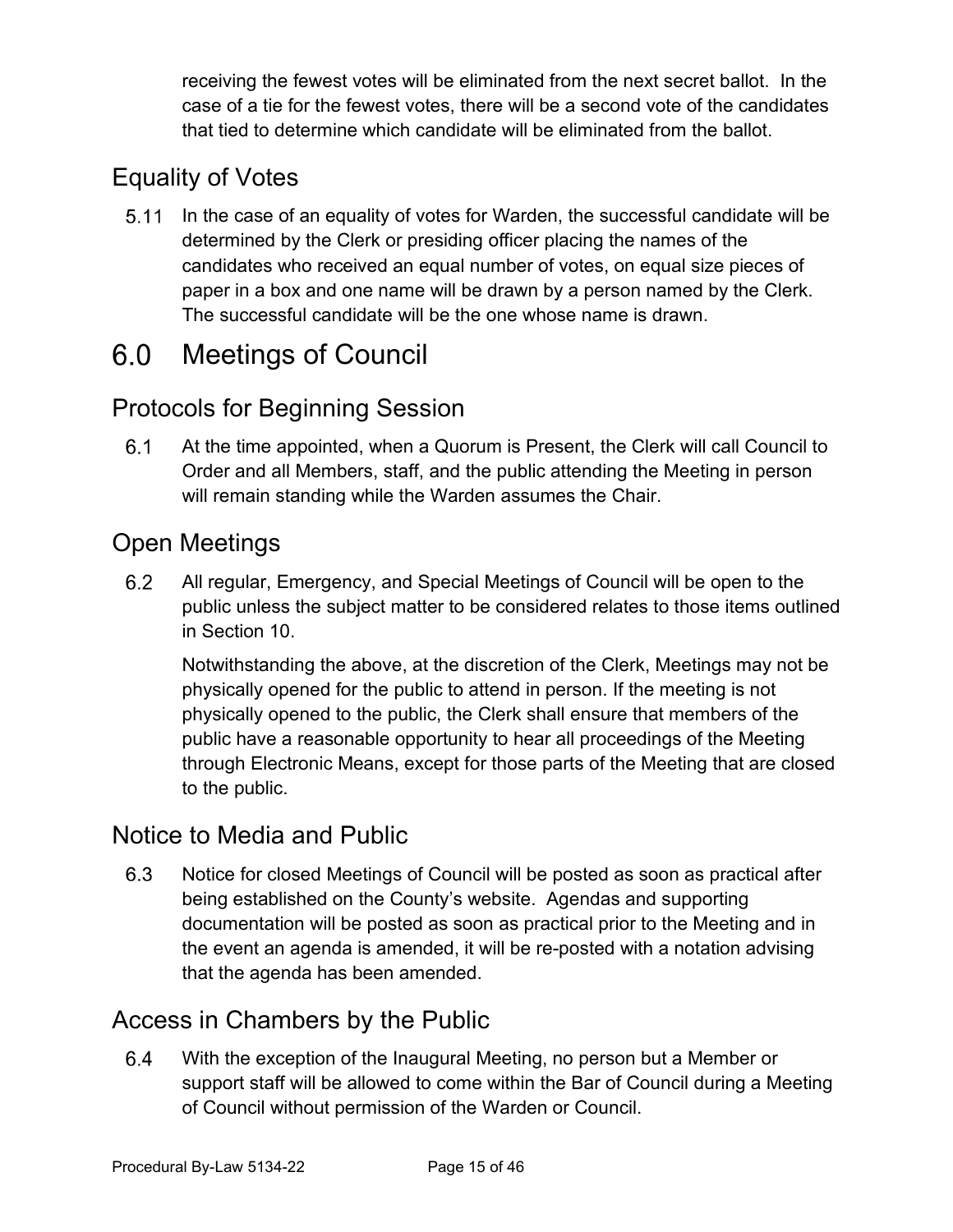receiving the fewest votes will be eliminated from the next secret ballot. In the case of a tie for the fewest votes, there will be a second vote of the candidates that tied to determine which candidate will be eliminated from the ballot.

## Equality of Votes

5.11 In the case of an equality of votes for Warden, the successful candidate will be determined by the Clerk or presiding officer placing the names of the candidates who received an equal number of votes, on equal size pieces of paper in a box and one name will be drawn by a person named by the Clerk. The successful candidate will be the one whose name is drawn.

# 6.0 Meetings of Council

## Protocols for Beginning Session

6.1 At the time appointed, when a Quorum is Present, the Clerk will call Council to Order and all Members, staff, and the public attending the Meeting in person will remain standing while the Warden assumes the Chair.

## Open Meetings

6.2 All regular, Emergency, and Special Meetings of Council will be open to the public unless the subject matter to be considered relates to those items outlined in Section 10.

Notwithstanding the above, at the discretion of the Clerk, Meetings may not be physically opened for the public to attend in person. If the meeting is not physically opened to the public, the Clerk shall ensure that members of the public have a reasonable opportunity to hear all proceedings of the Meeting through Electronic Means, except for those parts of the Meeting that are closed to the public.

## Notice to Media and Public

6.3 Notice for closed Meetings of Council will be posted as soon as practical after being established on the County's website. Agendas and supporting documentation will be posted as soon as practical prior to the Meeting and in the event an agenda is amended, it will be re-posted with a notation advising that the agenda has been amended.

## Access in Chambers by the Public

6.4 With the exception of the Inaugural Meeting, no person but a Member or support staff will be allowed to come within the Bar of Council during a Meeting of Council without permission of the Warden or Council.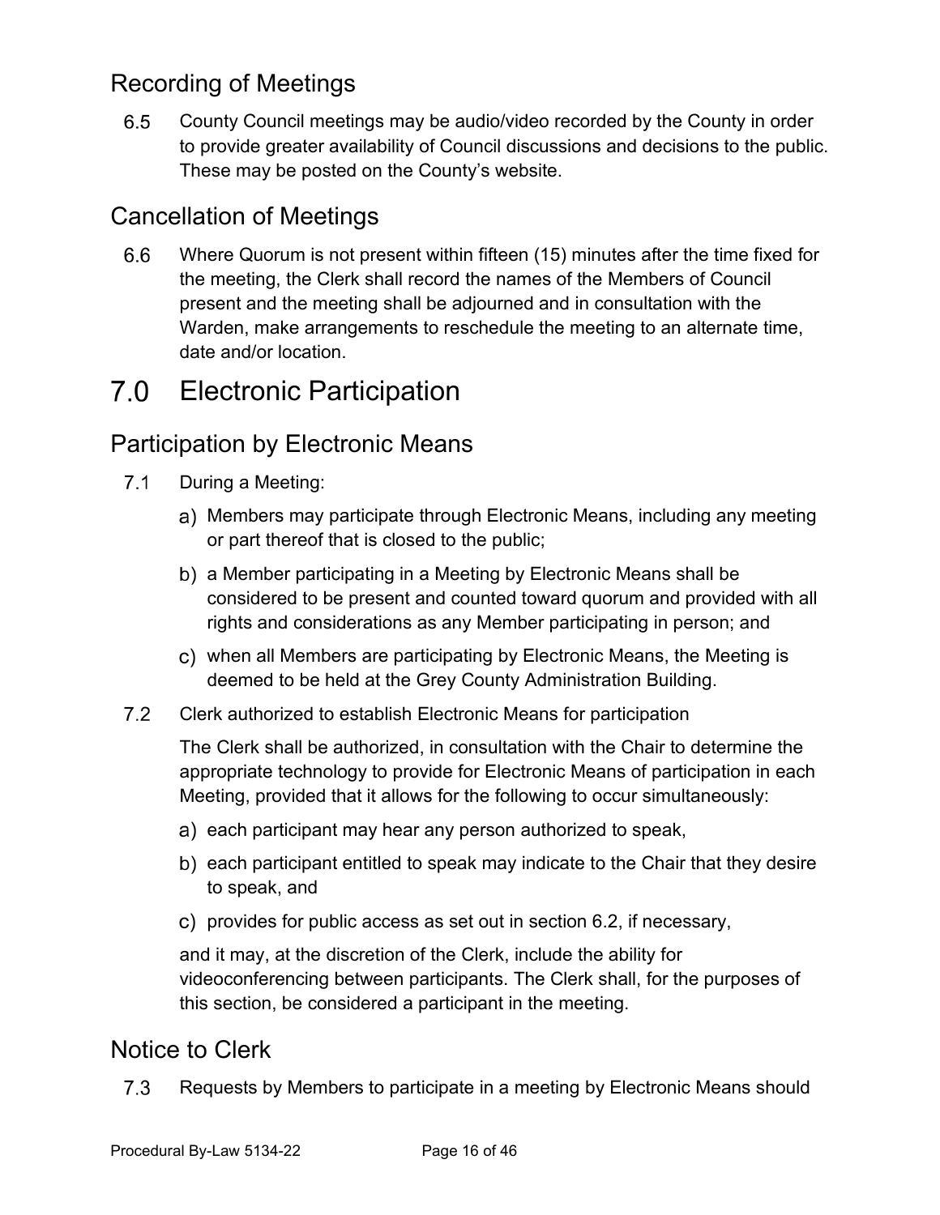## Recording of Meetings

6.5 County Council meetings may be audio/video recorded by the County in order to provide greater availability of Council discussions and decisions to the public. These may be posted on the County's website.

## Cancellation of Meetings

6.6 Where Quorum is not present within fifteen (15) minutes after the time fixed for the meeting, the Clerk shall record the names of the Members of Council present and the meeting shall be adjourned and in consultation with the Warden, make arrangements to reschedule the meeting to an alternate time, date and/or location.

# 7.0 Electronic Participation

## Participation by Electronic Means

7.1 During a Meeting:

a) Members may participate through Electronic Means, including any meeting or part thereof that is closed to the public;

b) a Member participating in a Meeting by Electronic Means shall be considered to be present and counted toward quorum and provided with all rights and considerations as any Member participating in person; and

c) when all Members are participating by Electronic Means, the Meeting is deemed to be held at the Grey County Administration Building.

7.2 Clerk authorized to establish Electronic Means for participation

The Clerk shall be authorized, in consultation with the Chair to determine the appropriate technology to provide for Electronic Means of participation in each Meeting, provided that it allows for the following to occur simultaneously:

a) each participant may hear any person authorized to speak,

b) each participant entitled to speak may indicate to the Chair that they desire to speak, and

c) provides for public access as set out in section 6.2, if necessary,

and it may, at the discretion of the Clerk, include the ability for videoconferencing between participants. The Clerk shall, for the purposes of this section, be considered a participant in the meeting.

## Notice to Clerk

7.3 Requests by Members to participate in a meeting by Electronic Means should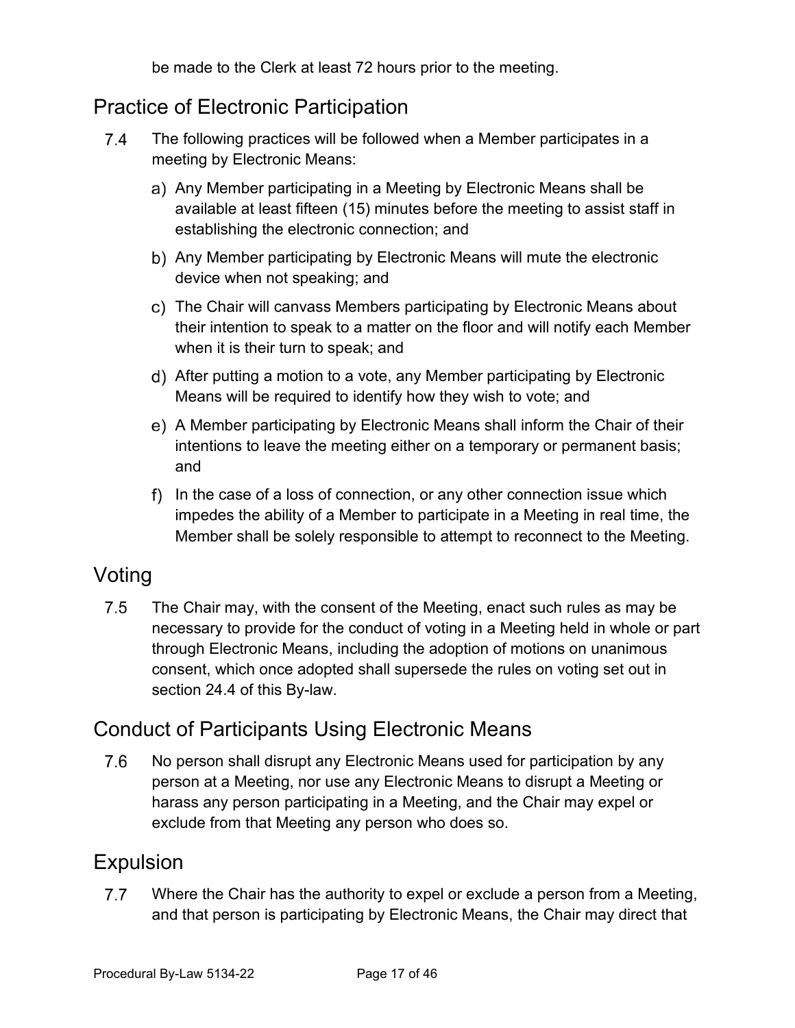be made to the Clerk at least 72 hours prior to the meeting.

## Practice of Electronic Participation

7.4 The following practices will be followed when a Member participates in a meeting by Electronic Means:

a) Any Member participating in a Meeting by Electronic Means shall be available at least fifteen (15) minutes before the meeting to assist staff in establishing the electronic connection; and

b) Any Member participating by Electronic Means will mute the electronic device when not speaking; and

c) The Chair will canvass Members participating by Electronic Means about their intention to speak to a matter on the floor and will notify each Member when it is their turn to speak; and

d) After putting a motion to a vote, any Member participating by Electronic Means will be required to identify how they wish to vote; and

e) A Member participating by Electronic Means shall inform the Chair of their intentions to leave the meeting either on a temporary or permanent basis; and

f) In the case of a loss of connection, or any other connection issue which impedes the ability of a Member to participate in a Meeting in real time, the Member shall be solely responsible to attempt to reconnect to the Meeting.

## Voting

7.5 The Chair may, with the consent of the Meeting, enact such rules as may be necessary to provide for the conduct of voting in a Meeting held in whole or part through Electronic Means, including the adoption of motions on unanimous consent, which once adopted shall supersede the rules on voting set out in section 24.4 of this By-law.

## Conduct of Participants Using Electronic Means

7.6 No person shall disrupt any Electronic Means used for participation by any person at a Meeting, nor use any Electronic Means to disrupt a Meeting or harass any person participating in a Meeting, and the Chair may expel or exclude from that Meeting any person who does so.

## Expulsion

7.7 Where the Chair has the authority to expel or exclude a person from a Meeting, and that person is participating by Electronic Means, the Chair may direct that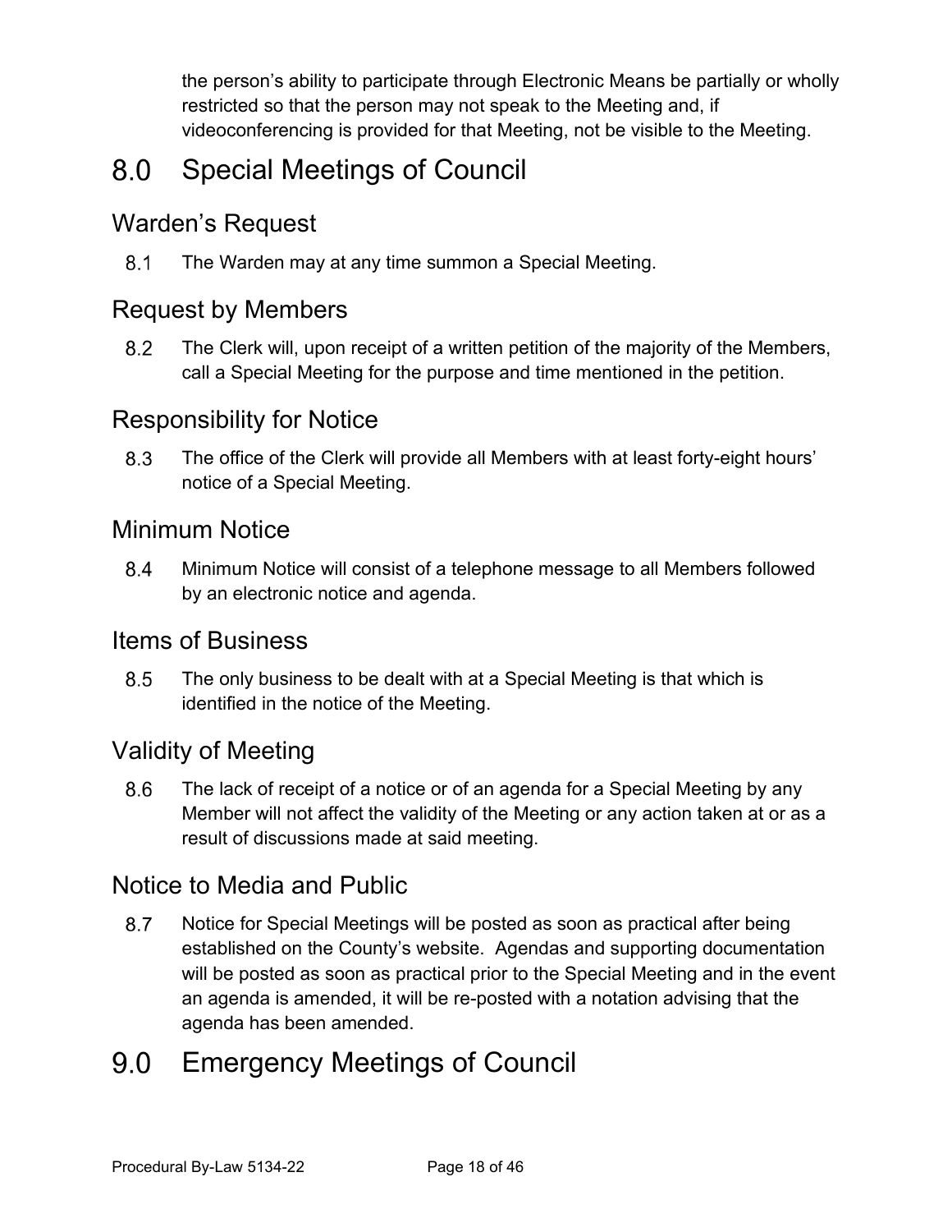the person's ability to participate through Electronic Means be partially or wholly restricted so that the person may not speak to the Meeting and, if videoconferencing is provided for that Meeting, not be visible to the Meeting.

# 8.0 Special Meetings of Council

## Warden's Request

8.1 The Warden may at any time summon a Special Meeting.

## Request by Members

8.2 The Clerk will, upon receipt of a written petition of the majority of the Members, call a Special Meeting for the purpose and time mentioned in the petition.

## Responsibility for Notice

8.3 The office of the Clerk will provide all Members with at least forty-eight hours' notice of a Special Meeting.

## Minimum Notice

8.4 Minimum Notice will consist of a telephone message to all Members followed by an electronic notice and agenda.

## Items of Business

8.5 The only business to be dealt with at a Special Meeting is that which is identified in the notice of the Meeting.

## Validity of Meeting

8.6 The lack of receipt of a notice or of an agenda for a Special Meeting by any Member will not affect the validity of the Meeting or any action taken at or as a result of discussions made at said meeting.

## Notice to Media and Public

8.7 Notice for Special Meetings will be posted as soon as practical after being established on the County's website. Agendas and supporting documentation will be posted as soon as practical prior to the Special Meeting and in the event an agenda is amended, it will be re-posted with a notation advising that the agenda has been amended.

# 9.0 Emergency Meetings of Council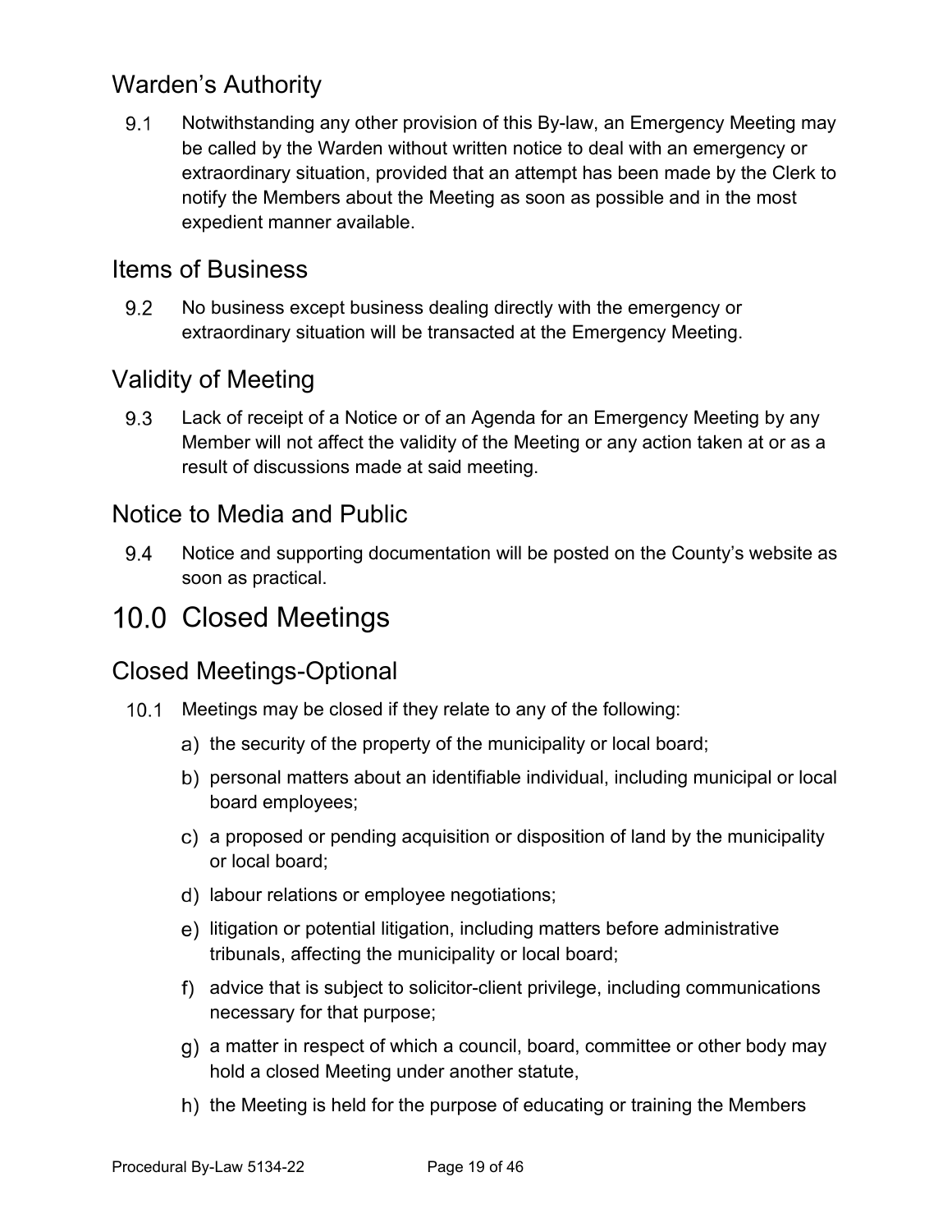## Warden's Authority

9.1 Notwithstanding any other provision of this By-law, an Emergency Meeting may be called by the Warden without written notice to deal with an emergency or extraordinary situation, provided that an attempt has been made by the Clerk to notify the Members about the Meeting as soon as possible and in the most expedient manner available.

## Items of Business

9.2 No business except business dealing directly with the emergency or extraordinary situation will be transacted at the Emergency Meeting.

## Validity of Meeting

9.3 Lack of receipt of a Notice or of an Agenda for an Emergency Meeting by any Member will not affect the validity of the Meeting or any action taken at or as a result of discussions made at said meeting.

## Notice to Media and Public

9.4 Notice and supporting documentation will be posted on the County's website as soon as practical.

# 10.0 Closed Meetings

## Closed Meetings-Optional

10.1 Meetings may be closed if they relate to any of the following:

a) the security of the property of the municipality or local board;

b) personal matters about an identifiable individual, including municipal or local board employees;

c) a proposed or pending acquisition or disposition of land by the municipality or local board;

d) labour relations or employee negotiations;

e) litigation or potential litigation, including matters before administrative tribunals, affecting the municipality or local board;

f) advice that is subject to solicitor-client privilege, including communications necessary for that purpose;

g) a matter in respect of which a council, board, committee or other body may hold a closed Meeting under another statute,

h) the Meeting is held for the purpose of educating or training the Members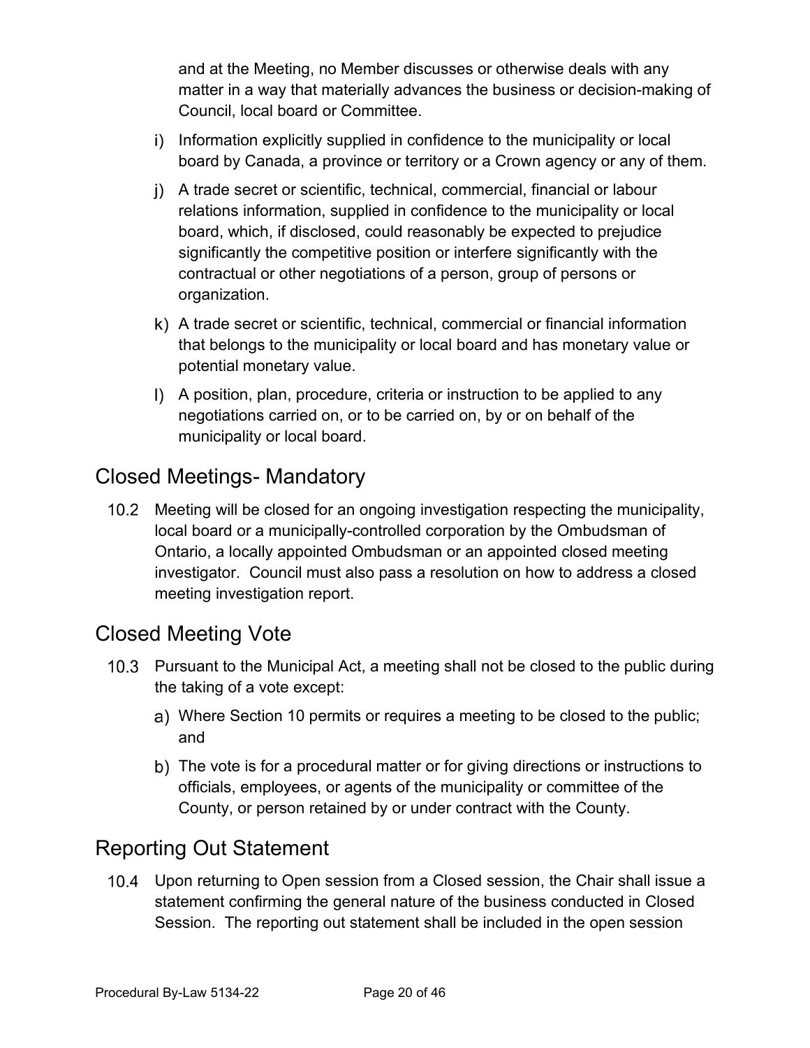and at the Meeting, no Member discusses or otherwise deals with any matter in a way that materially advances the business or decision-making of Council, local board or Committee.

i) Information explicitly supplied in confidence to the municipality or local board by Canada, a province or territory or a Crown agency or any of them.

j) A trade secret or scientific, technical, commercial, financial or labour relations information, supplied in confidence to the municipality or local board, which, if disclosed, could reasonably be expected to prejudice significantly the competitive position or interfere significantly with the contractual or other negotiations of a person, group of persons or organization.

k) A trade secret or scientific, technical, commercial or financial information that belongs to the municipality or local board and has monetary value or potential monetary value.

l) A position, plan, procedure, criteria or instruction to be applied to any negotiations carried on, or to be carried on, by or on behalf of the municipality or local board.

## Closed Meetings- Mandatory

10.2 Meeting will be closed for an ongoing investigation respecting the municipality, local board or a municipally-controlled corporation by the Ombudsman of Ontario, a locally appointed Ombudsman or an appointed closed meeting investigator. Council must also pass a resolution on how to address a closed meeting investigation report.

## Closed Meeting Vote

10.3 Pursuant to the Municipal Act, a meeting shall not be closed to the public during the taking of a vote except:

a) Where Section 10 permits or requires a meeting to be closed to the public; and

b) The vote is for a procedural matter or for giving directions or instructions to officials, employees, or agents of the municipality or committee of the County, or person retained by or under contract with the County.

## Reporting Out Statement

10.4 Upon returning to Open session from a Closed session, the Chair shall issue a statement confirming the general nature of the business conducted in Closed Session. The reporting out statement shall be included in the open session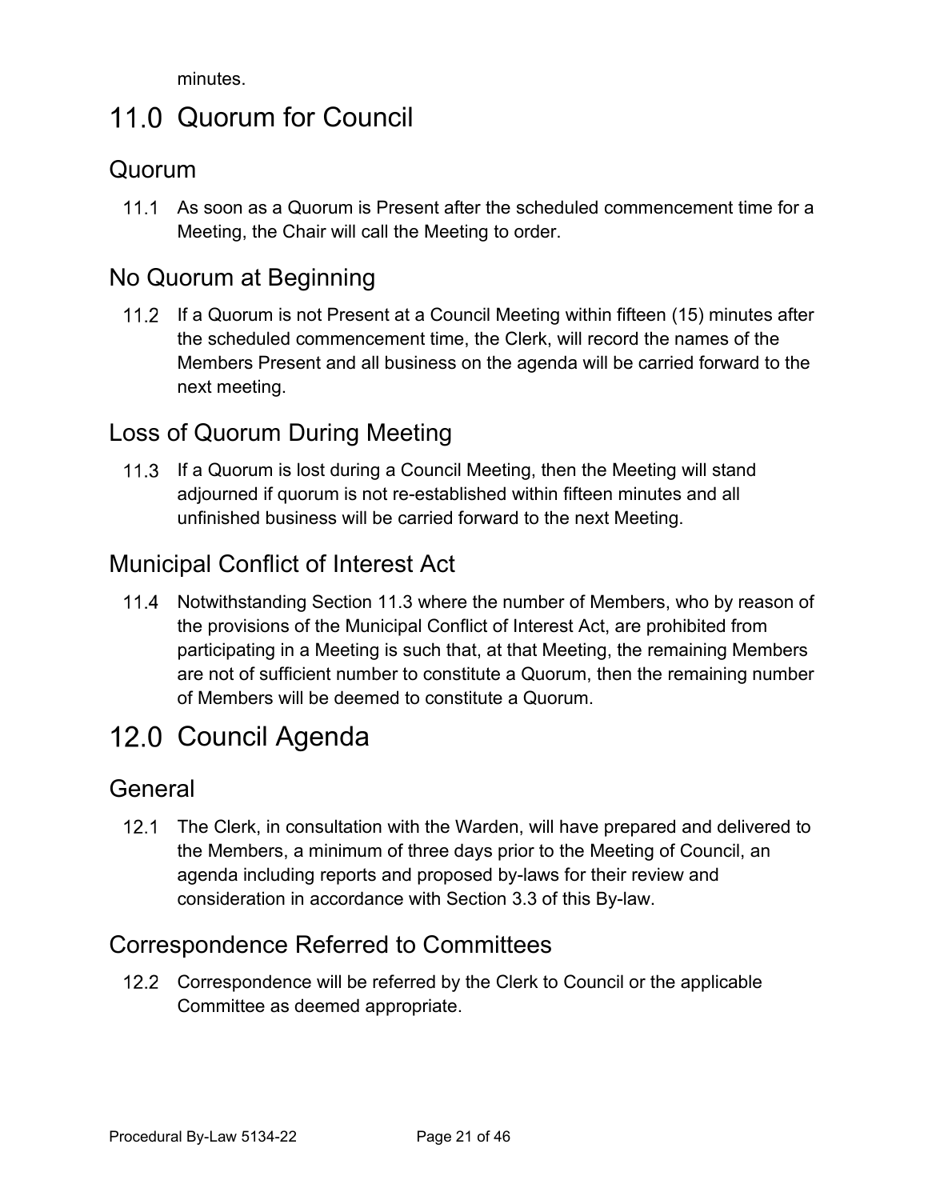minutes.

# 11.0 Quorum for Council

## Quorum

11.1 As soon as a Quorum is Present after the scheduled commencement time for a Meeting, the Chair will call the Meeting to order.

## No Quorum at Beginning

11.2 If a Quorum is not Present at a Council Meeting within fifteen (15) minutes after the scheduled commencement time, the Clerk, will record the names of the Members Present and all business on the agenda will be carried forward to the next meeting.

## Loss of Quorum During Meeting

11.3 If a Quorum is lost during a Council Meeting, then the Meeting will stand adjourned if quorum is not re-established within fifteen minutes and all unfinished business will be carried forward to the next Meeting.

## Municipal Conflict of Interest Act

11.4 Notwithstanding Section 11.3 where the number of Members, who by reason of the provisions of the Municipal Conflict of Interest Act, are prohibited from participating in a Meeting is such that, at that Meeting, the remaining Members are not of sufficient number to constitute a Quorum, then the remaining number of Members will be deemed to constitute a Quorum.

# 12.0 Council Agenda

## General

12.1 The Clerk, in consultation with the Warden, will have prepared and delivered to the Members, a minimum of three days prior to the Meeting of Council, an agenda including reports and proposed by-laws for their review and consideration in accordance with Section 3.3 of this By-law.

## Correspondence Referred to Committees

12.2 Correspondence will be referred by the Clerk to Council or the applicable Committee as deemed appropriate.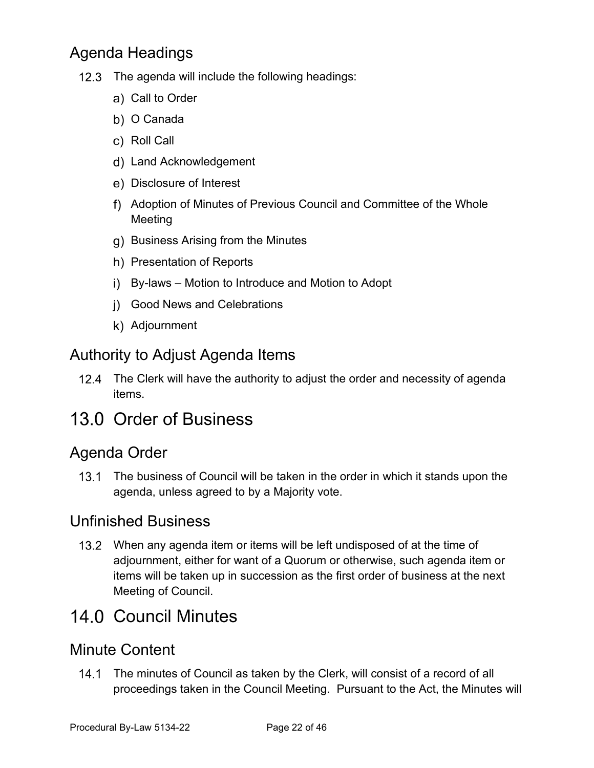## Agenda Headings

12.3 The agenda will include the following headings:

a) Call to Order

b) O Canada

c) Roll Call

d) Land Acknowledgement

e) Disclosure of Interest

f) Adoption of Minutes of Previous Council and Committee of the Whole Meeting

g) Business Arising from the Minutes

h) Presentation of Reports

i) By-laws – Motion to Introduce and Motion to Adopt

j) Good News and Celebrations

k) Adjournment

## Authority to Adjust Agenda Items

12.4 The Clerk will have the authority to adjust the order and necessity of agenda items.

# 13.0 Order of Business

## Agenda Order

13.1 The business of Council will be taken in the order in which it stands upon the agenda, unless agreed to by a Majority vote.

## Unfinished Business

13.2 When any agenda item or items will be left undisposed of at the time of adjournment, either for want of a Quorum or otherwise, such agenda item or items will be taken up in succession as the first order of business at the next Meeting of Council.

# 14.0 Council Minutes

## Minute Content

14.1 The minutes of Council as taken by the Clerk, will consist of a record of all proceedings taken in the Council Meeting. Pursuant to the Act, the Minutes will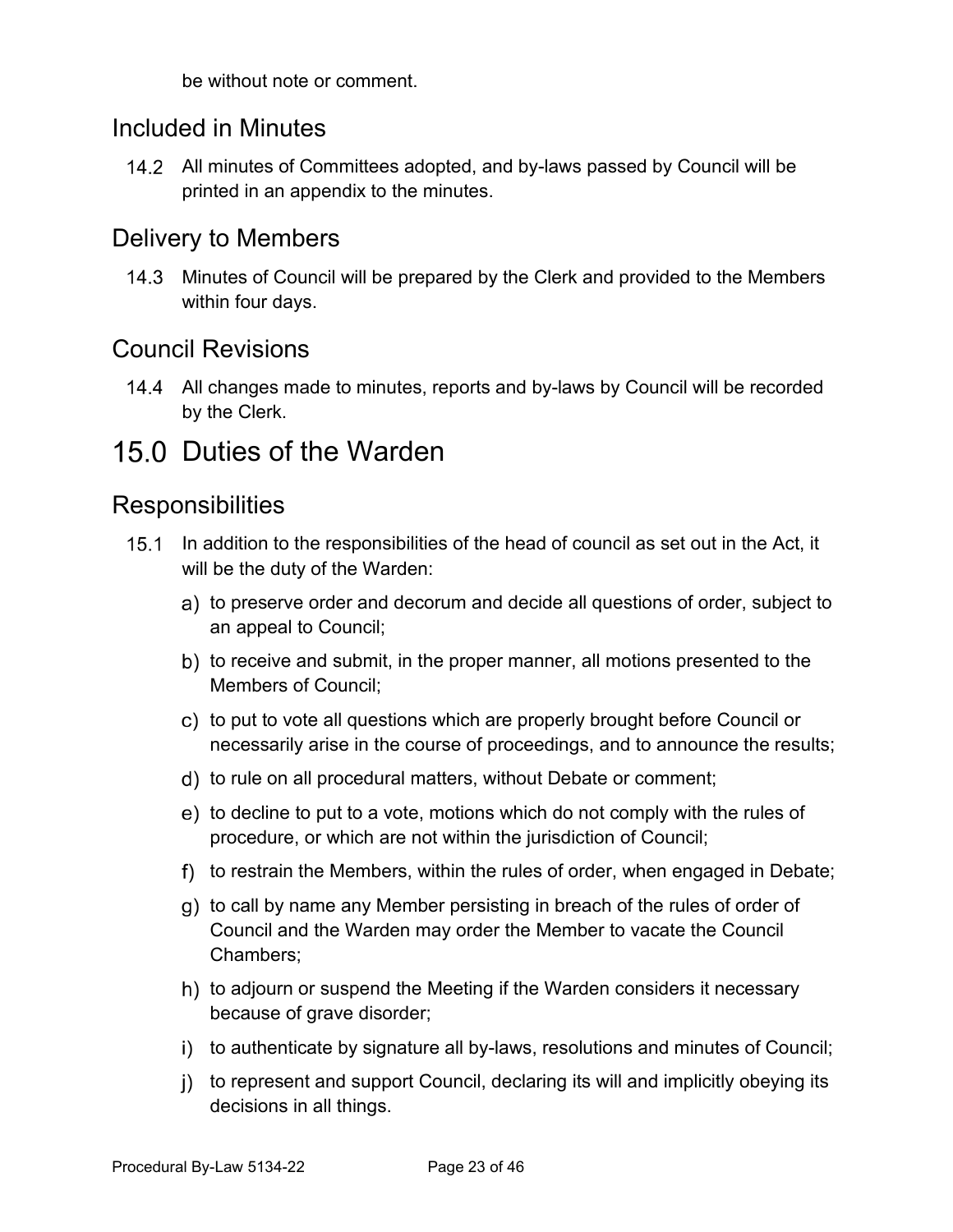be without note or comment.

## Included in Minutes

14.2 All minutes of Committees adopted, and by-laws passed by Council will be printed in an appendix to the minutes.

## Delivery to Members

14.3 Minutes of Council will be prepared by the Clerk and provided to the Members within four days.

## Council Revisions

14.4 All changes made to minutes, reports and by-laws by Council will be recorded by the Clerk.

# 15.0 Duties of the Warden

## Responsibilities

15.1 In addition to the responsibilities of the head of council as set out in the Act, it will be the duty of the Warden:

a) to preserve order and decorum and decide all questions of order, subject to an appeal to Council;

b) to receive and submit, in the proper manner, all motions presented to the Members of Council;

c) to put to vote all questions which are properly brought before Council or necessarily arise in the course of proceedings, and to announce the results;

d) to rule on all procedural matters, without Debate or comment;

e) to decline to put to a vote, motions which do not comply with the rules of procedure, or which are not within the jurisdiction of Council;

f) to restrain the Members, within the rules of order, when engaged in Debate;

g) to call by name any Member persisting in breach of the rules of order of Council and the Warden may order the Member to vacate the Council Chambers;

h) to adjourn or suspend the Meeting if the Warden considers it necessary because of grave disorder;

i) to authenticate by signature all by-laws, resolutions and minutes of Council;

j) to represent and support Council, declaring its will and implicitly obeying its decisions in all things.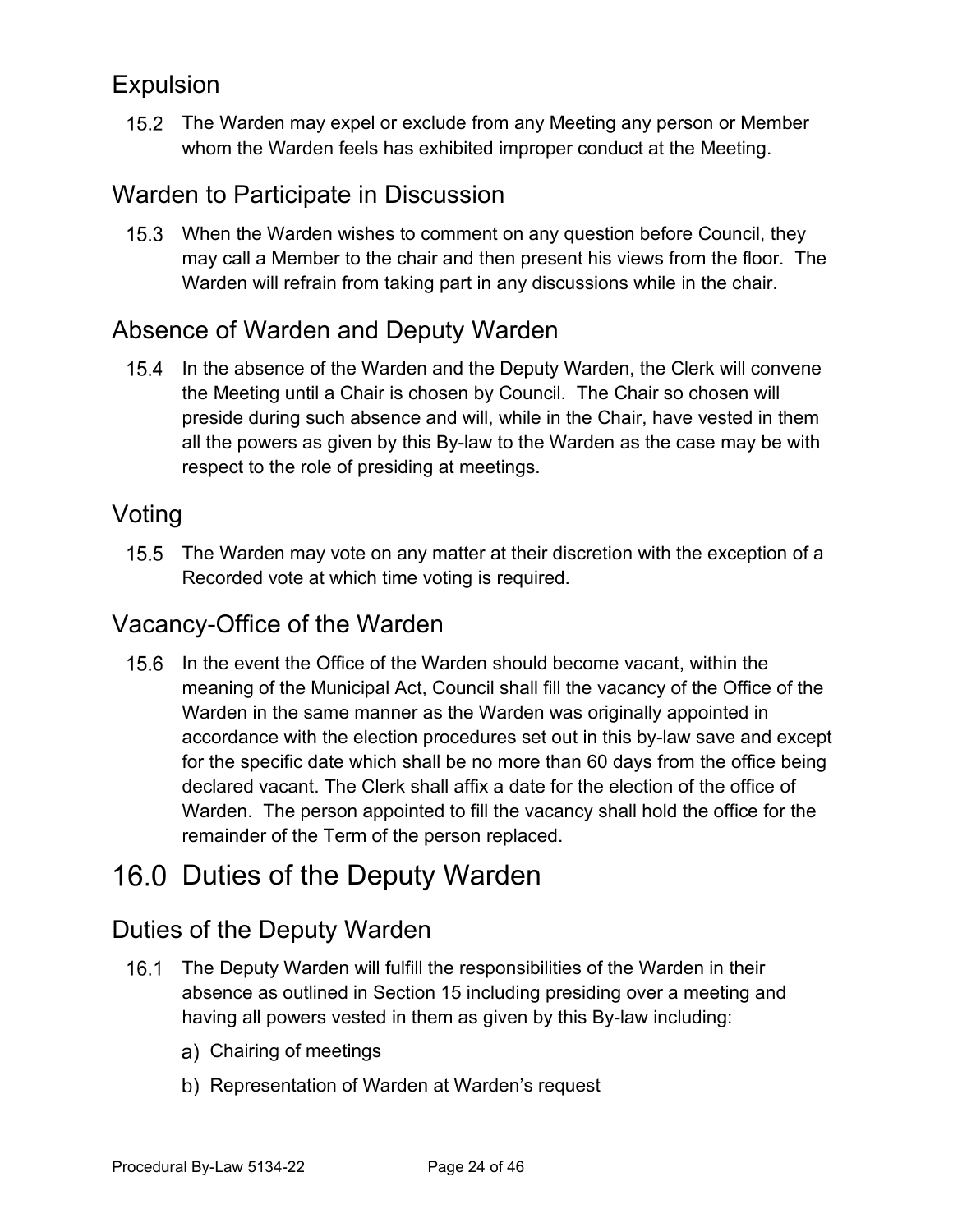## Expulsion

15.2 The Warden may expel or exclude from any Meeting any person or Member whom the Warden feels has exhibited improper conduct at the Meeting.

## Warden to Participate in Discussion

15.3 When the Warden wishes to comment on any question before Council, they may call a Member to the chair and then present his views from the floor. The Warden will refrain from taking part in any discussions while in the chair.

## Absence of Warden and Deputy Warden

15.4 In the absence of the Warden and the Deputy Warden, the Clerk will convene the Meeting until a Chair is chosen by Council. The Chair so chosen will preside during such absence and will, while in the Chair, have vested in them all the powers as given by this By-law to the Warden as the case may be with respect to the role of presiding at meetings.

## Voting

15.5 The Warden may vote on any matter at their discretion with the exception of a Recorded vote at which time voting is required.

## Vacancy-Office of the Warden

15.6 In the event the Office of the Warden should become vacant, within the meaning of the Municipal Act, Council shall fill the vacancy of the Office of the Warden in the same manner as the Warden was originally appointed in accordance with the election procedures set out in this by-law save and except for the specific date which shall be no more than 60 days from the office being declared vacant. The Clerk shall affix a date for the election of the office of Warden. The person appointed to fill the vacancy shall hold the office for the remainder of the Term of the person replaced.

# 16.0 Duties of the Deputy Warden

## Duties of the Deputy Warden

16.1 The Deputy Warden will fulfill the responsibilities of the Warden in their absence as outlined in Section 15 including presiding over a meeting and having all powers vested in them as given by this By-law including:

a) Chairing of meetings

b) Representation of Warden at Warden's request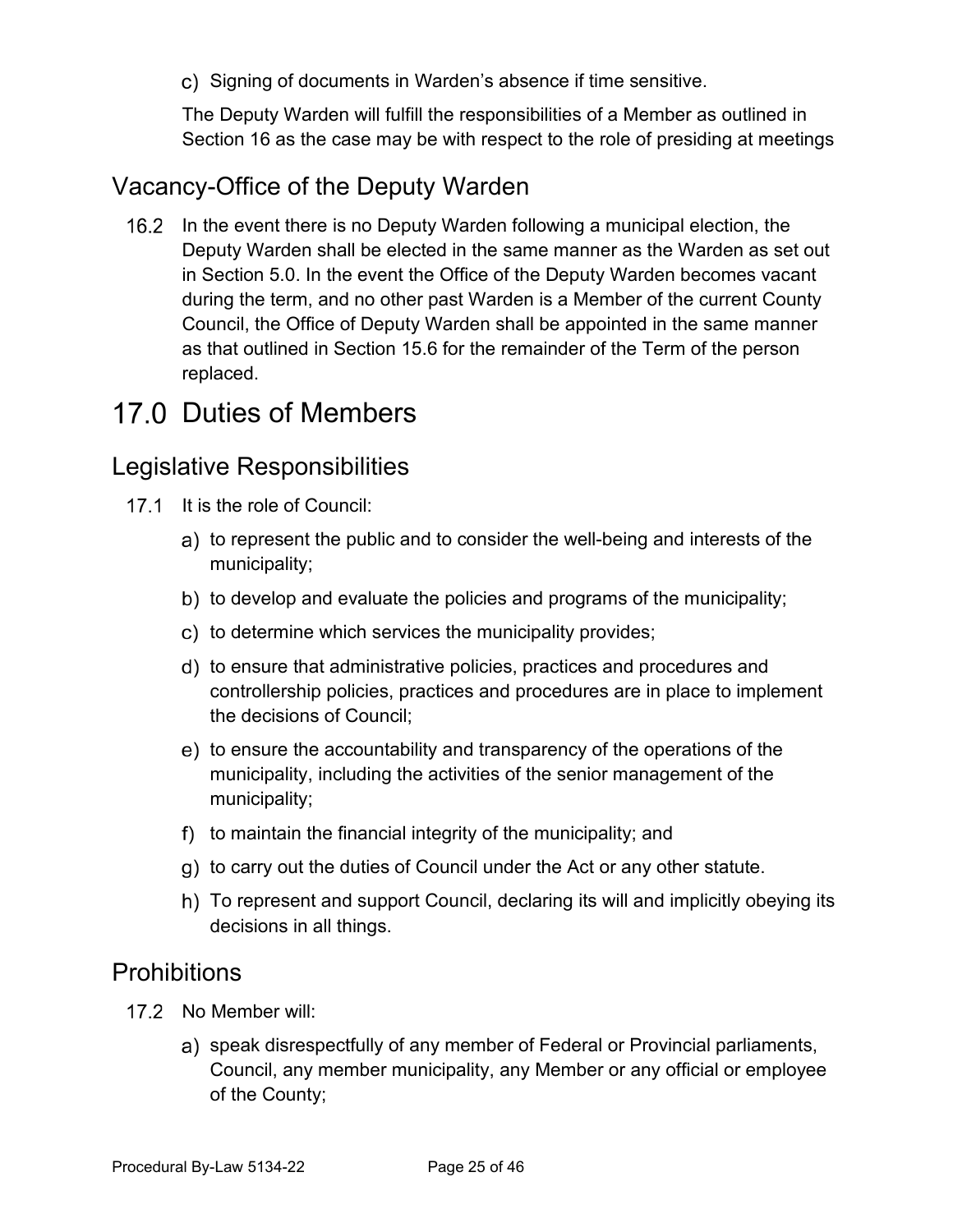c) Signing of documents in Warden's absence if time sensitive.

The Deputy Warden will fulfill the responsibilities of a Member as outlined in Section 16 as the case may be with respect to the role of presiding at meetings

## Vacancy-Office of the Deputy Warden

16.2 In the event there is no Deputy Warden following a municipal election, the Deputy Warden shall be elected in the same manner as the Warden as set out in Section 5.0. In the event the Office of the Deputy Warden becomes vacant during the term, and no other past Warden is a Member of the current County Council, the Office of Deputy Warden shall be appointed in the same manner as that outlined in Section 15.6 for the remainder of the Term of the person replaced.

# 17.0 Duties of Members

## Legislative Responsibilities

17.1 It is the role of Council:

a) to represent the public and to consider the well-being and interests of the municipality;

b) to develop and evaluate the policies and programs of the municipality;

c) to determine which services the municipality provides;

d) to ensure that administrative policies, practices and procedures and controllership policies, practices and procedures are in place to implement the decisions of Council;

e) to ensure the accountability and transparency of the operations of the municipality, including the activities of the senior management of the municipality;

f) to maintain the financial integrity of the municipality; and

g) to carry out the duties of Council under the Act or any other statute.

h) To represent and support Council, declaring its will and implicitly obeying its decisions in all things.

## Prohibitions

17.2 No Member will:

a) speak disrespectfully of any member of Federal or Provincial parliaments, Council, any member municipality, any Member or any official or employee of the County;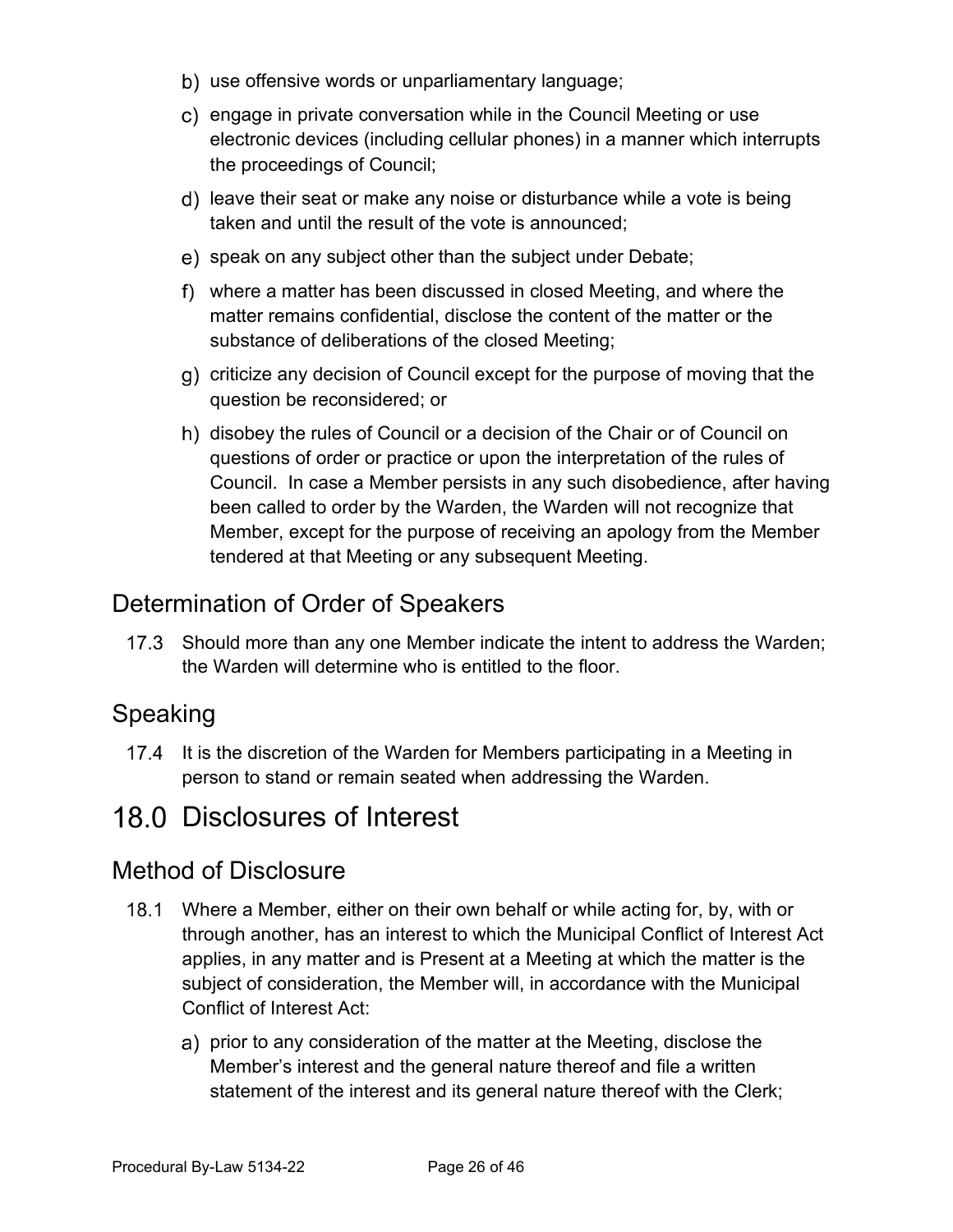b) use offensive words or unparliamentary language;

c) engage in private conversation while in the Council Meeting or use electronic devices (including cellular phones) in a manner which interrupts the proceedings of Council;

d) leave their seat or make any noise or disturbance while a vote is being taken and until the result of the vote is announced;

e) speak on any subject other than the subject under Debate;

f) where a matter has been discussed in closed Meeting, and where the matter remains confidential, disclose the content of the matter or the substance of deliberations of the closed Meeting;

g) criticize any decision of Council except for the purpose of moving that the question be reconsidered; or

h) disobey the rules of Council or a decision of the Chair or of Council on questions of order or practice or upon the interpretation of the rules of Council. In case a Member persists in any such disobedience, after having been called to order by the Warden, the Warden will not recognize that Member, except for the purpose of receiving an apology from the Member tendered at that Meeting or any subsequent Meeting.

## Determination of Order of Speakers

17.3 Should more than any one Member indicate the intent to address the Warden; the Warden will determine who is entitled to the floor.

## Speaking

17.4 It is the discretion of the Warden for Members participating in a Meeting in person to stand or remain seated when addressing the Warden.

# 18.0 Disclosures of Interest

## Method of Disclosure

18.1 Where a Member, either on their own behalf or while acting for, by, with or through another, has an interest to which the Municipal Conflict of Interest Act applies, in any matter and is Present at a Meeting at which the matter is the subject of consideration, the Member will, in accordance with the Municipal Conflict of Interest Act:

a) prior to any consideration of the matter at the Meeting, disclose the Member's interest and the general nature thereof and file a written statement of the interest and its general nature thereof with the Clerk;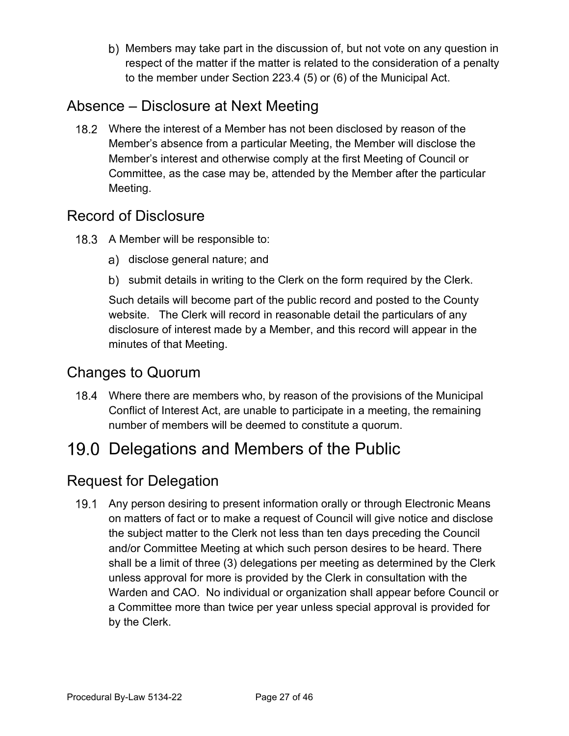b) Members may take part in the discussion of, but not vote on any question in respect of the matter if the matter is related to the consideration of a penalty to the member under Section 223.4 (5) or (6) of the Municipal Act.

## Absence – Disclosure at Next Meeting

18.2 Where the interest of a Member has not been disclosed by reason of the Member's absence from a particular Meeting, the Member will disclose the Member's interest and otherwise comply at the first Meeting of Council or Committee, as the case may be, attended by the Member after the particular Meeting.

## Record of Disclosure

18.3 A Member will be responsible to:

a) disclose general nature; and

b) submit details in writing to the Clerk on the form required by the Clerk.

Such details will become part of the public record and posted to the County website. The Clerk will record in reasonable detail the particulars of any disclosure of interest made by a Member, and this record will appear in the minutes of that Meeting.

## Changes to Quorum

18.4 Where there are members who, by reason of the provisions of the Municipal Conflict of Interest Act, are unable to participate in a meeting, the remaining number of members will be deemed to constitute a quorum.

# 19.0 Delegations and Members of the Public

## Request for Delegation

19.1 Any person desiring to present information orally or through Electronic Means on matters of fact or to make a request of Council will give notice and disclose the subject matter to the Clerk not less than ten days preceding the Council and/or Committee Meeting at which such person desires to be heard. There shall be a limit of three (3) delegations per meeting as determined by the Clerk unless approval for more is provided by the Clerk in consultation with the Warden and CAO. No individual or organization shall appear before Council or a Committee more than twice per year unless special approval is provided for by the Clerk.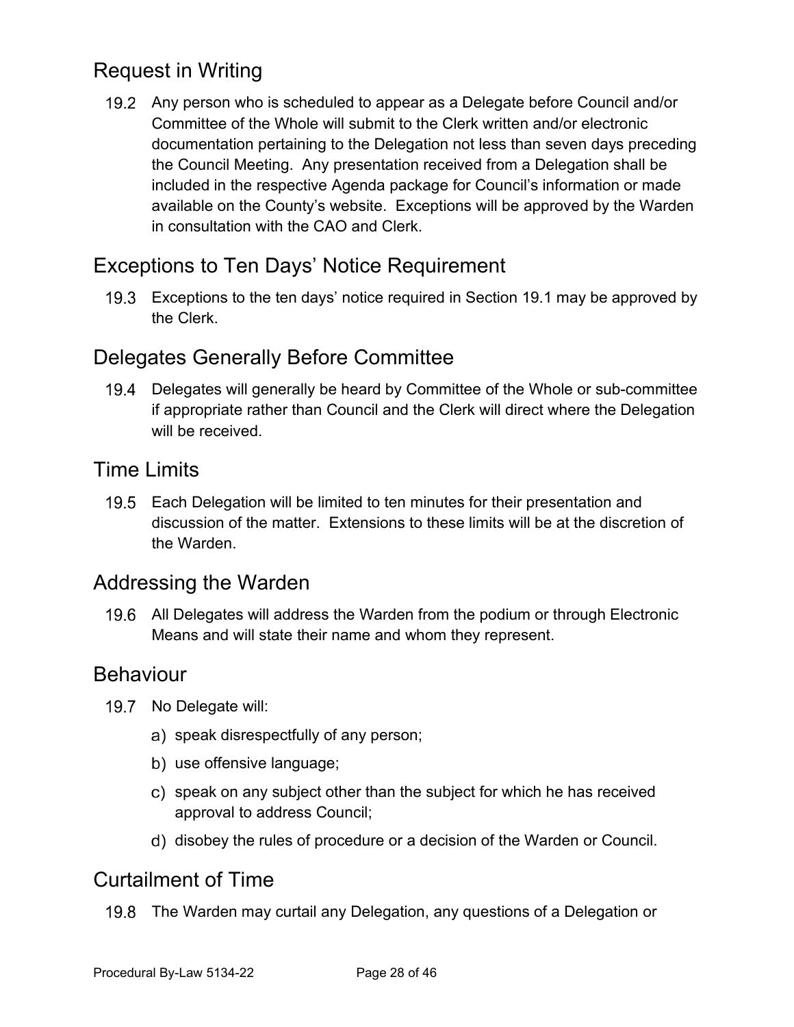## Request in Writing

19.2 Any person who is scheduled to appear as a Delegate before Council and/or Committee of the Whole will submit to the Clerk written and/or electronic documentation pertaining to the Delegation not less than seven days preceding the Council Meeting. Any presentation received from a Delegation shall be included in the respective Agenda package for Council's information or made available on the County's website. Exceptions will be approved by the Warden in consultation with the CAO and Clerk.

## Exceptions to Ten Days' Notice Requirement

19.3 Exceptions to the ten days' notice required in Section 19.1 may be approved by the Clerk.

## Delegates Generally Before Committee

19.4 Delegates will generally be heard by Committee of the Whole or sub-committee if appropriate rather than Council and the Clerk will direct where the Delegation will be received.

## Time Limits

19.5 Each Delegation will be limited to ten minutes for their presentation and discussion of the matter. Extensions to these limits will be at the discretion of the Warden.

## Addressing the Warden

19.6 All Delegates will address the Warden from the podium or through Electronic Means and will state their name and whom they represent.

## Behaviour

19.7 No Delegate will:

a) speak disrespectfully of any person;

b) use offensive language;

c) speak on any subject other than the subject for which he has received approval to address Council;

d) disobey the rules of procedure or a decision of the Warden or Council.

## Curtailment of Time

19.8 The Warden may curtail any Delegation, any questions of a Delegation or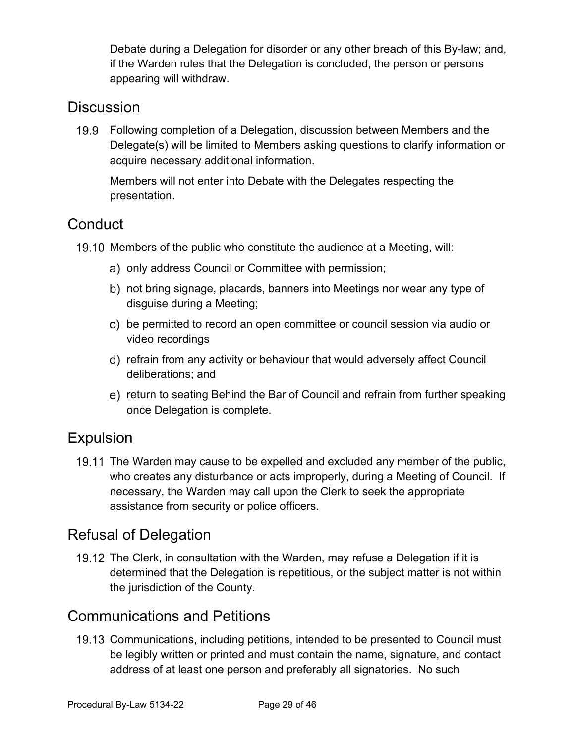Debate during a Delegation for disorder or any other breach of this By-law; and, if the Warden rules that the Delegation is concluded, the person or persons appearing will withdraw.

## Discussion

19.9 Following completion of a Delegation, discussion between Members and the Delegate(s) will be limited to Members asking questions to clarify information or acquire necessary additional information.

Members will not enter into Debate with the Delegates respecting the presentation.

## Conduct

19.10 Members of the public who constitute the audience at a Meeting, will:

a) only address Council or Committee with permission;

b) not bring signage, placards, banners into Meetings nor wear any type of disguise during a Meeting;

c) be permitted to record an open committee or council session via audio or video recordings

d) refrain from any activity or behaviour that would adversely affect Council deliberations; and

e) return to seating Behind the Bar of Council and refrain from further speaking once Delegation is complete.

## Expulsion

19.11 The Warden may cause to be expelled and excluded any member of the public, who creates any disturbance or acts improperly, during a Meeting of Council. If necessary, the Warden may call upon the Clerk to seek the appropriate assistance from security or police officers.

## Refusal of Delegation

19.12 The Clerk, in consultation with the Warden, may refuse a Delegation if it is determined that the Delegation is repetitious, or the subject matter is not within the jurisdiction of the County.

## Communications and Petitions

19.13 Communications, including petitions, intended to be presented to Council must be legibly written or printed and must contain the name, signature, and contact address of at least one person and preferably all signatories. No such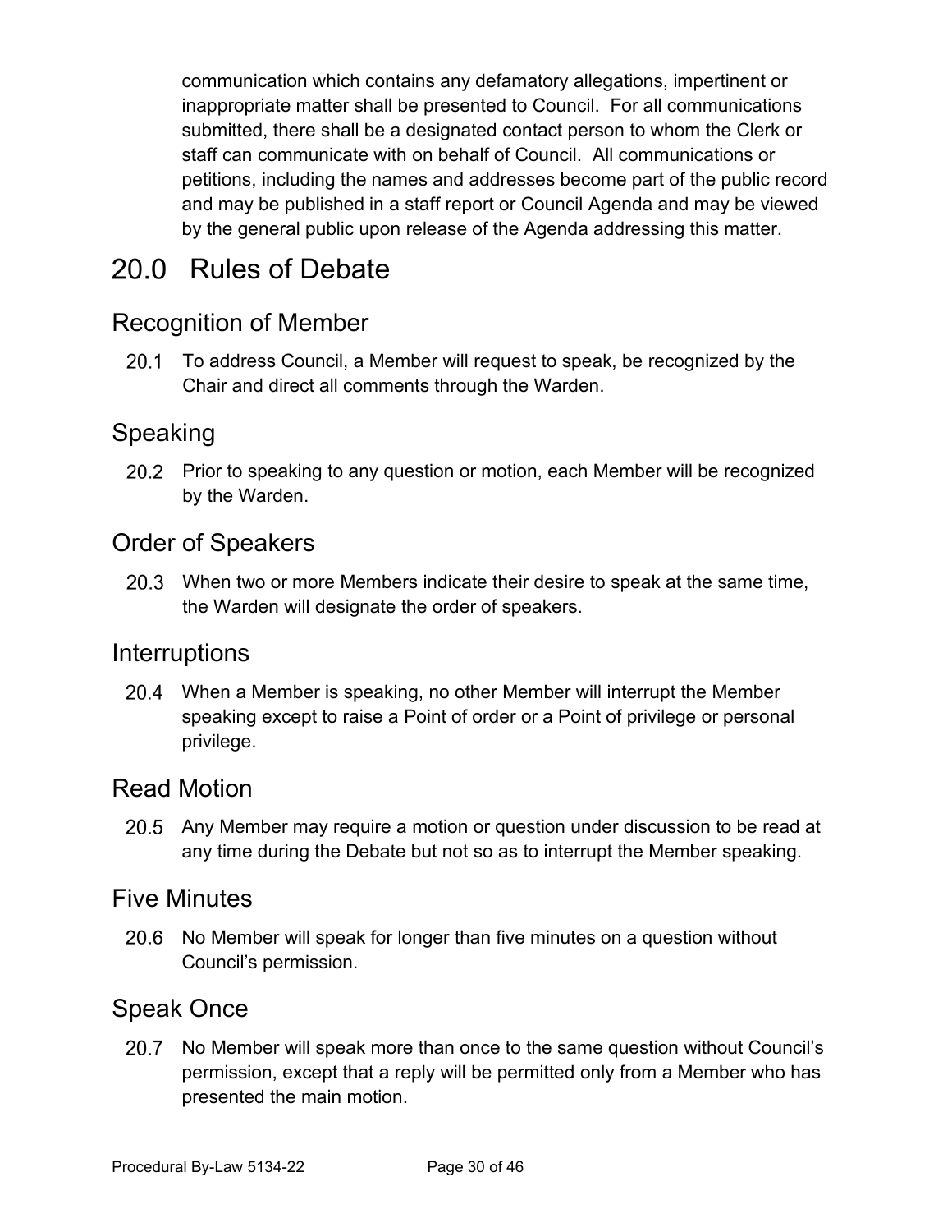communication which contains any defamatory allegations, impertinent or inappropriate matter shall be presented to Council. For all communications submitted, there shall be a designated contact person to whom the Clerk or staff can communicate with on behalf of Council. All communications or petitions, including the names and addresses become part of the public record and may be published in a staff report or Council Agenda and may be viewed by the general public upon release of the Agenda addressing this matter.

# 20.0 Rules of Debate

## Recognition of Member

20.1 To address Council, a Member will request to speak, be recognized by the Chair and direct all comments through the Warden.

## Speaking

20.2 Prior to speaking to any question or motion, each Member will be recognized by the Warden.

## Order of Speakers

20.3 When two or more Members indicate their desire to speak at the same time, the Warden will designate the order of speakers.

## Interruptions

20.4 When a Member is speaking, no other Member will interrupt the Member speaking except to raise a Point of order or a Point of privilege or personal privilege.

## Read Motion

20.5 Any Member may require a motion or question under discussion to be read at any time during the Debate but not so as to interrupt the Member speaking.

## Five Minutes

20.6 No Member will speak for longer than five minutes on a question without Council's permission.

## Speak Once

20.7 No Member will speak more than once to the same question without Council's permission, except that a reply will be permitted only from a Member who has presented the main motion.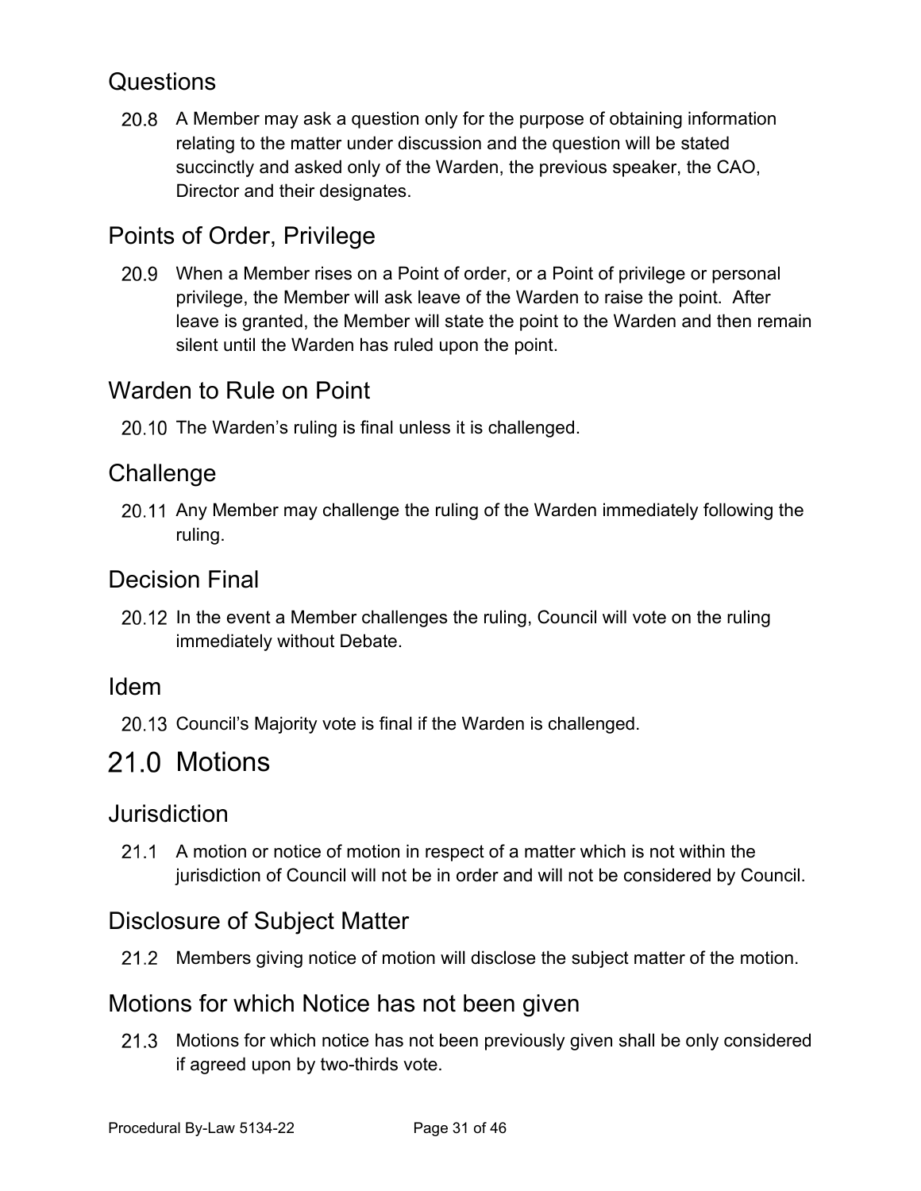## Questions

20.8 A Member may ask a question only for the purpose of obtaining information relating to the matter under discussion and the question will be stated succinctly and asked only of the Warden, the previous speaker, the CAO, Director and their designates.

## Points of Order, Privilege

20.9 When a Member rises on a Point of order, or a Point of privilege or personal privilege, the Member will ask leave of the Warden to raise the point. After leave is granted, the Member will state the point to the Warden and then remain silent until the Warden has ruled upon the point.

## Warden to Rule on Point

20.10 The Warden's ruling is final unless it is challenged.

## Challenge

20.11 Any Member may challenge the ruling of the Warden immediately following the ruling.

## Decision Final

20.12 In the event a Member challenges the ruling, Council will vote on the ruling immediately without Debate.

## Idem

20.13 Council's Majority vote is final if the Warden is challenged.

# 21.0 Motions

## Jurisdiction

21.1 A motion or notice of motion in respect of a matter which is not within the jurisdiction of Council will not be in order and will not be considered by Council.

## Disclosure of Subject Matter

21.2 Members giving notice of motion will disclose the subject matter of the motion.

## Motions for which Notice has not been given

21.3 Motions for which notice has not been previously given shall be only considered if agreed upon by two-thirds vote.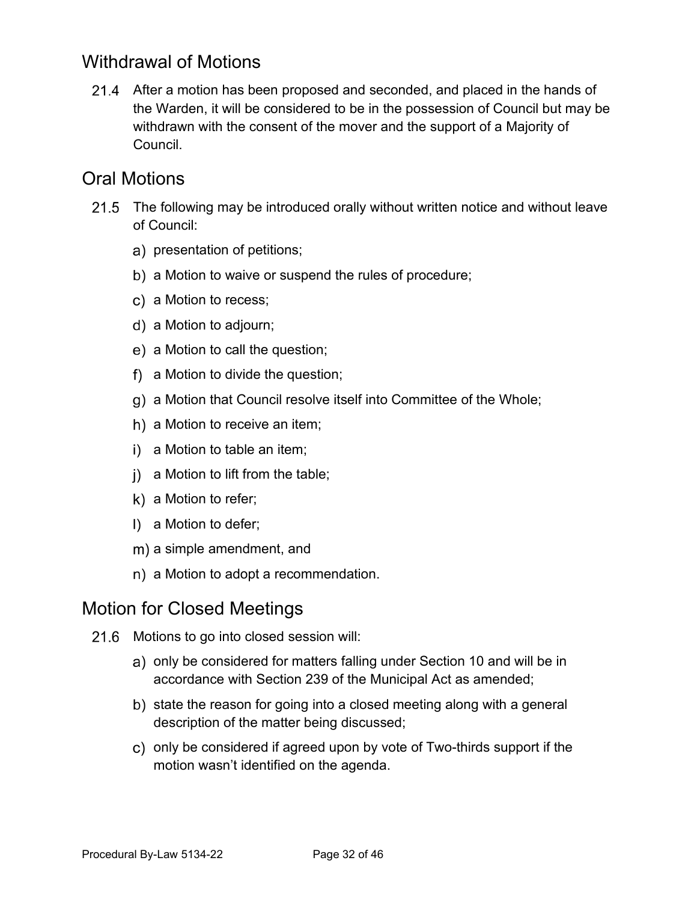## Withdrawal of Motions

21.4 After a motion has been proposed and seconded, and placed in the hands of the Warden, it will be considered to be in the possession of Council but may be withdrawn with the consent of the mover and the support of a Majority of Council.

## Oral Motions

21.5 The following may be introduced orally without written notice and without leave of Council:

a) presentation of petitions;

b) a Motion to waive or suspend the rules of procedure;

c) a Motion to recess;

d) a Motion to adjourn;

e) a Motion to call the question;

f) a Motion to divide the question;

g) a Motion that Council resolve itself into Committee of the Whole;

h) a Motion to receive an item;

i) a Motion to table an item;

j) a Motion to lift from the table;

k) a Motion to refer;

l) a Motion to defer;

m) a simple amendment, and

n) a Motion to adopt a recommendation.

## Motion for Closed Meetings

21.6 Motions to go into closed session will:

a) only be considered for matters falling under Section 10 and will be in accordance with Section 239 of the Municipal Act as amended;

b) state the reason for going into a closed meeting along with a general description of the matter being discussed;

c) only be considered if agreed upon by vote of Two-thirds support if the motion wasn't identified on the agenda.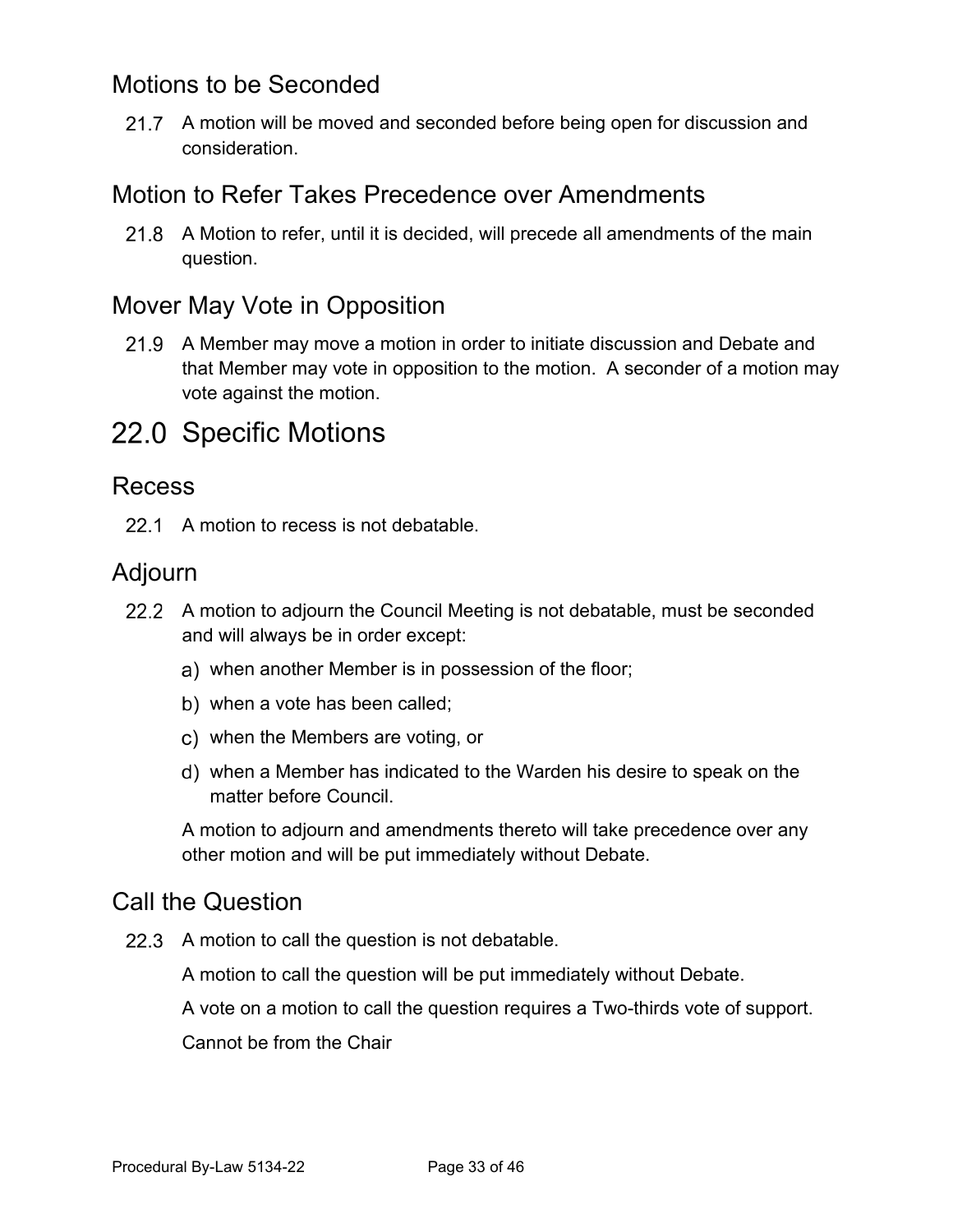## Motions to be Seconded

21.7 A motion will be moved and seconded before being open for discussion and consideration.

## Motion to Refer Takes Precedence over Amendments

21.8 A Motion to refer, until it is decided, will precede all amendments of the main question.

## Mover May Vote in Opposition

21.9 A Member may move a motion in order to initiate discussion and Debate and that Member may vote in opposition to the motion. A seconder of a motion may vote against the motion.

# 22.0 Specific Motions

## Recess

22.1 A motion to recess is not debatable.

## Adjourn

22.2 A motion to adjourn the Council Meeting is not debatable, must be seconded and will always be in order except:

a) when another Member is in possession of the floor;

b) when a vote has been called;

c) when the Members are voting, or

d) when a Member has indicated to the Warden his desire to speak on the matter before Council.

A motion to adjourn and amendments thereto will take precedence over any other motion and will be put immediately without Debate.

## Call the Question

22.3 A motion to call the question is not debatable.

A motion to call the question will be put immediately without Debate.

A vote on a motion to call the question requires a Two-thirds vote of support.

Cannot be from the Chair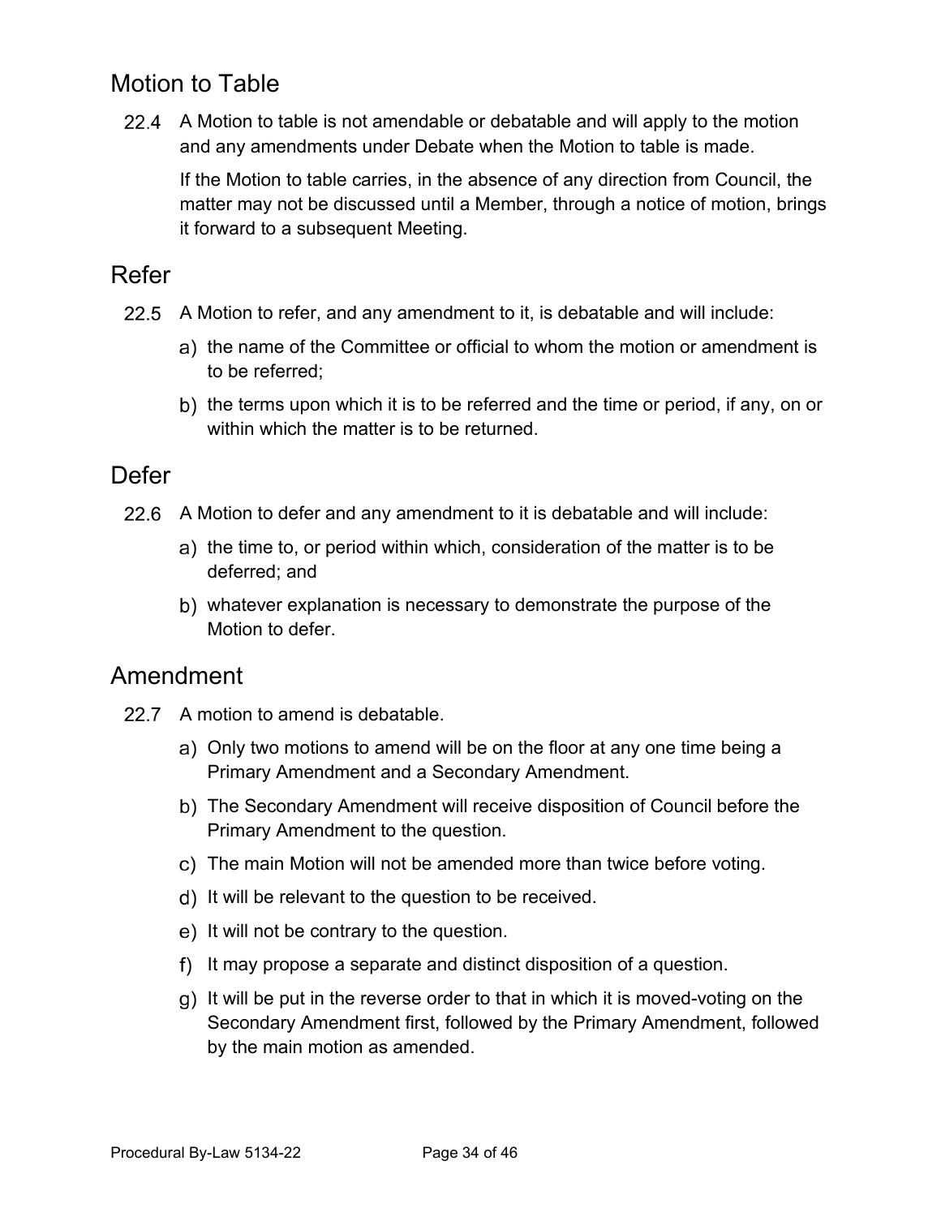## Motion to Table

22.4 A Motion to table is not amendable or debatable and will apply to the motion and any amendments under Debate when the Motion to table is made.

If the Motion to table carries, in the absence of any direction from Council, the matter may not be discussed until a Member, through a notice of motion, brings it forward to a subsequent Meeting.

## Refer

22.5 A Motion to refer, and any amendment to it, is debatable and will include:

a) the name of the Committee or official to whom the motion or amendment is to be referred;

b) the terms upon which it is to be referred and the time or period, if any, on or within which the matter is to be returned.

## Defer

22.6 A Motion to defer and any amendment to it is debatable and will include:

a) the time to, or period within which, consideration of the matter is to be deferred; and

b) whatever explanation is necessary to demonstrate the purpose of the Motion to defer.

## Amendment

22.7 A motion to amend is debatable.

a) Only two motions to amend will be on the floor at any one time being a Primary Amendment and a Secondary Amendment.

b) The Secondary Amendment will receive disposition of Council before the Primary Amendment to the question.

c) The main Motion will not be amended more than twice before voting.

d) It will be relevant to the question to be received.

e) It will not be contrary to the question.

f) It may propose a separate and distinct disposition of a question.

g) It will be put in the reverse order to that in which it is moved-voting on the Secondary Amendment first, followed by the Primary Amendment, followed by the main motion as amended.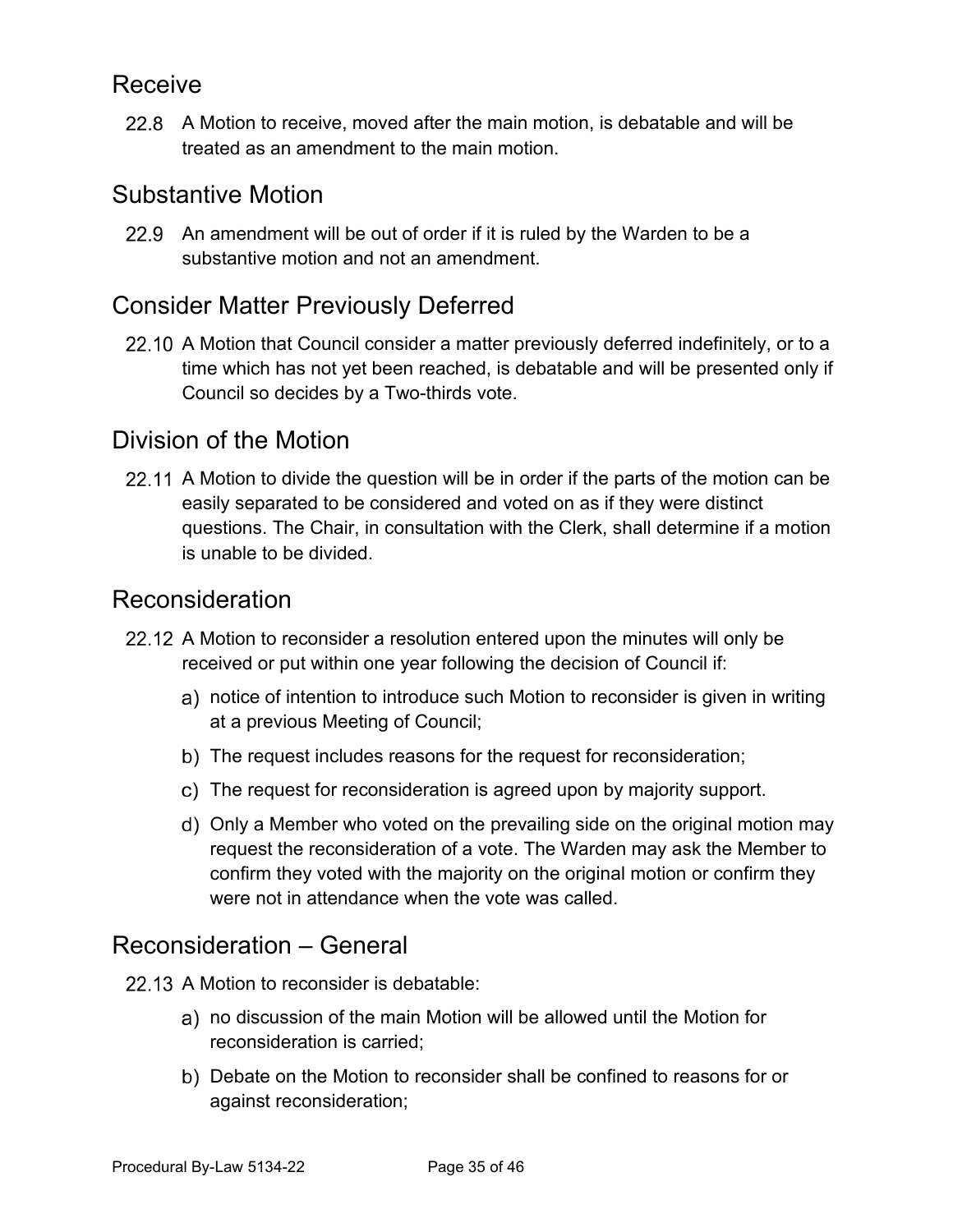## Receive

22.8 A Motion to receive, moved after the main motion, is debatable and will be treated as an amendment to the main motion.

## Substantive Motion

22.9 An amendment will be out of order if it is ruled by the Warden to be a substantive motion and not an amendment.

## Consider Matter Previously Deferred

22.10 A Motion that Council consider a matter previously deferred indefinitely, or to a time which has not yet been reached, is debatable and will be presented only if Council so decides by a Two-thirds vote.

## Division of the Motion

22.11 A Motion to divide the question will be in order if the parts of the motion can be easily separated to be considered and voted on as if they were distinct questions. The Chair, in consultation with the Clerk, shall determine if a motion is unable to be divided.

## Reconsideration

22.12 A Motion to reconsider a resolution entered upon the minutes will only be received or put within one year following the decision of Council if:

a) notice of intention to introduce such Motion to reconsider is given in writing at a previous Meeting of Council;

b) The request includes reasons for the request for reconsideration;

c) The request for reconsideration is agreed upon by majority support.

d) Only a Member who voted on the prevailing side on the original motion may request the reconsideration of a vote. The Warden may ask the Member to confirm they voted with the majority on the original motion or confirm they were not in attendance when the vote was called.

## Reconsideration – General

22.13 A Motion to reconsider is debatable:

a) no discussion of the main Motion will be allowed until the Motion for reconsideration is carried;

b) Debate on the Motion to reconsider shall be confined to reasons for or against reconsideration;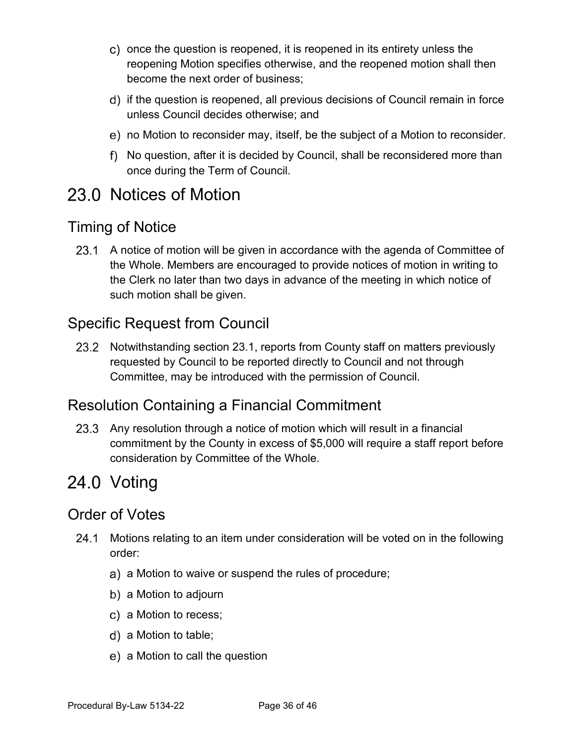c) once the question is reopened, it is reopened in its entirety unless the reopening Motion specifies otherwise, and the reopened motion shall then become the next order of business;

d) if the question is reopened, all previous decisions of Council remain in force unless Council decides otherwise; and

e) no Motion to reconsider may, itself, be the subject of a Motion to reconsider.

f) No question, after it is decided by Council, shall be reconsidered more than once during the Term of Council.

# 23.0 Notices of Motion

## Timing of Notice

23.1 A notice of motion will be given in accordance with the agenda of Committee of the Whole. Members are encouraged to provide notices of motion in writing to the Clerk no later than two days in advance of the meeting in which notice of such motion shall be given.

## Specific Request from Council

23.2 Notwithstanding section 23.1, reports from County staff on matters previously requested by Council to be reported directly to Council and not through Committee, may be introduced with the permission of Council.

## Resolution Containing a Financial Commitment

23.3 Any resolution through a notice of motion which will result in a financial commitment by the County in excess of $5,000 will require a staff report before consideration by Committee of the Whole.

# 24.0 Voting

## Order of Votes

24.1 Motions relating to an item under consideration will be voted on in the following order:

a) a Motion to waive or suspend the rules of procedure;

b) a Motion to adjourn

c) a Motion to recess;

d) a Motion to table;

e) a Motion to call the question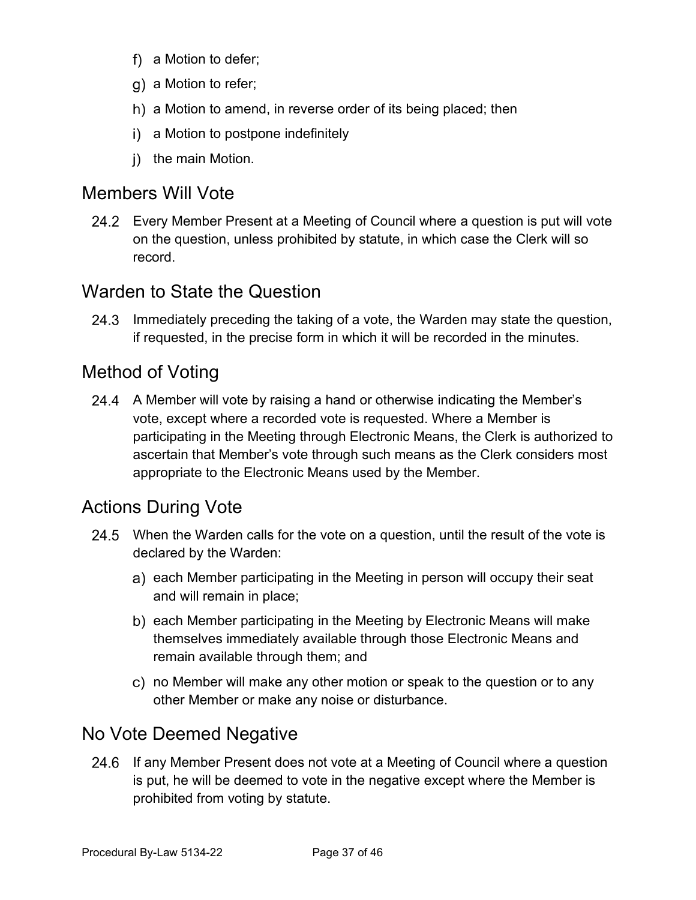f) a Motion to defer;

g) a Motion to refer;

h) a Motion to amend, in reverse order of its being placed; then

i) a Motion to postpone indefinitely

j) the main Motion.

## Members Will Vote

24.2 Every Member Present at a Meeting of Council where a question is put will vote on the question, unless prohibited by statute, in which case the Clerk will so record.

## Warden to State the Question

24.3 Immediately preceding the taking of a vote, the Warden may state the question, if requested, in the precise form in which it will be recorded in the minutes.

## Method of Voting

24.4 A Member will vote by raising a hand or otherwise indicating the Member's vote, except where a recorded vote is requested. Where a Member is participating in the Meeting through Electronic Means, the Clerk is authorized to ascertain that Member's vote through such means as the Clerk considers most appropriate to the Electronic Means used by the Member.

## Actions During Vote

24.5 When the Warden calls for the vote on a question, until the result of the vote is declared by the Warden:

a) each Member participating in the Meeting in person will occupy their seat and will remain in place;

b) each Member participating in the Meeting by Electronic Means will make themselves immediately available through those Electronic Means and remain available through them; and

c) no Member will make any other motion or speak to the question or to any other Member or make any noise or disturbance.

## No Vote Deemed Negative

24.6 If any Member Present does not vote at a Meeting of Council where a question is put, he will be deemed to vote in the negative except where the Member is prohibited from voting by statute.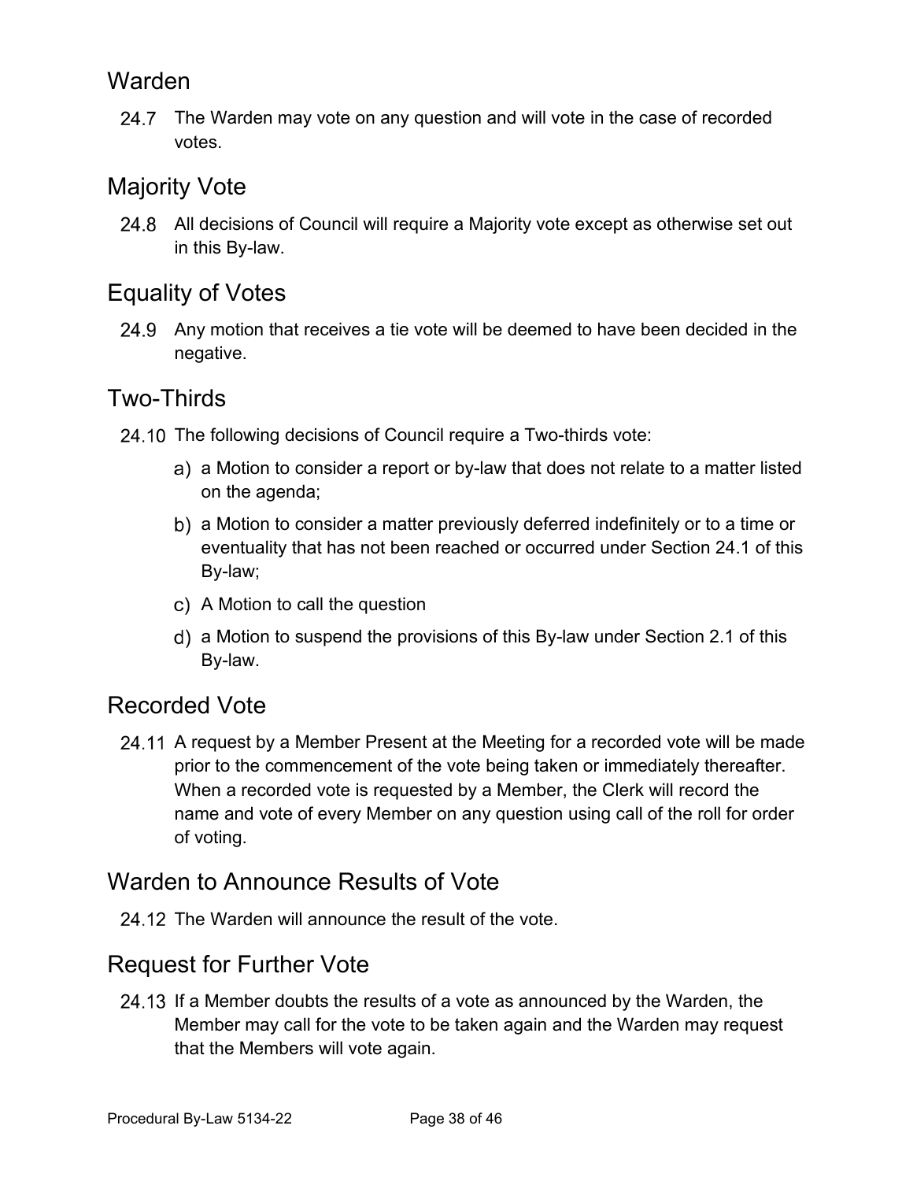## Warden

24.7 The Warden may vote on any question and will vote in the case of recorded votes.

## Majority Vote

24.8 All decisions of Council will require a Majority vote except as otherwise set out in this By-law.

## Equality of Votes

24.9 Any motion that receives a tie vote will be deemed to have been decided in the negative.

## Two-Thirds

24.10 The following decisions of Council require a Two-thirds vote:

a) a Motion to consider a report or by-law that does not relate to a matter listed on the agenda;

b) a Motion to consider a matter previously deferred indefinitely or to a time or eventuality that has not been reached or occurred under Section 24.1 of this By-law;

c) A Motion to call the question

d) a Motion to suspend the provisions of this By-law under Section 2.1 of this By-law.

## Recorded Vote

24.11 A request by a Member Present at the Meeting for a recorded vote will be made prior to the commencement of the vote being taken or immediately thereafter. When a recorded vote is requested by a Member, the Clerk will record the name and vote of every Member on any question using call of the roll for order of voting.

## Warden to Announce Results of Vote

24.12 The Warden will announce the result of the vote.

## Request for Further Vote

24.13 If a Member doubts the results of a vote as announced by the Warden, the Member may call for the vote to be taken again and the Warden may request that the Members will vote again.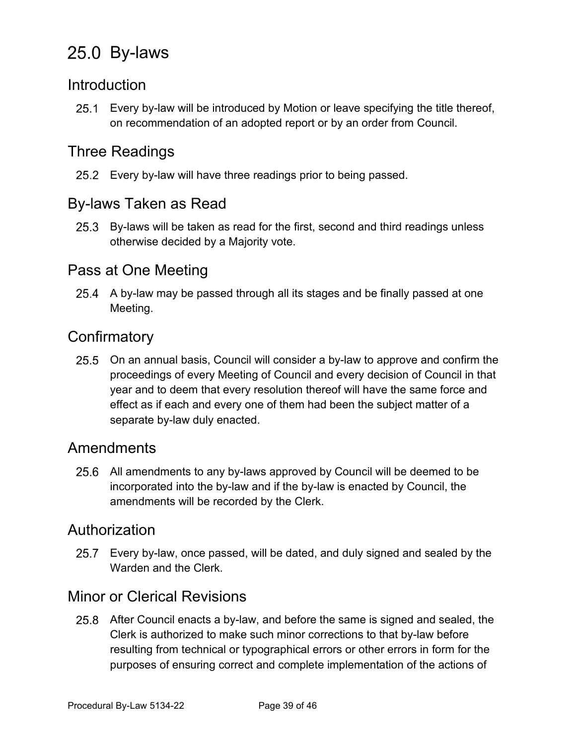# 25.0 By-laws

## Introduction

25.1 Every by-law will be introduced by Motion or leave specifying the title thereof, on recommendation of an adopted report or by an order from Council.

## Three Readings

25.2 Every by-law will have three readings prior to being passed.

## By-laws Taken as Read

25.3 By-laws will be taken as read for the first, second and third readings unless otherwise decided by a Majority vote.

## Pass at One Meeting

25.4 A by-law may be passed through all its stages and be finally passed at one Meeting.

## Confirmatory

25.5 On an annual basis, Council will consider a by-law to approve and confirm the proceedings of every Meeting of Council and every decision of Council in that year and to deem that every resolution thereof will have the same force and effect as if each and every one of them had been the subject matter of a separate by-law duly enacted.

## Amendments

25.6 All amendments to any by-laws approved by Council will be deemed to be incorporated into the by-law and if the by-law is enacted by Council, the amendments will be recorded by the Clerk.

## Authorization

25.7 Every by-law, once passed, will be dated, and duly signed and sealed by the Warden and the Clerk.

## Minor or Clerical Revisions

25.8 After Council enacts a by-law, and before the same is signed and sealed, the Clerk is authorized to make such minor corrections to that by-law before resulting from technical or typographical errors or other errors in form for the purposes of ensuring correct and complete implementation of the actions of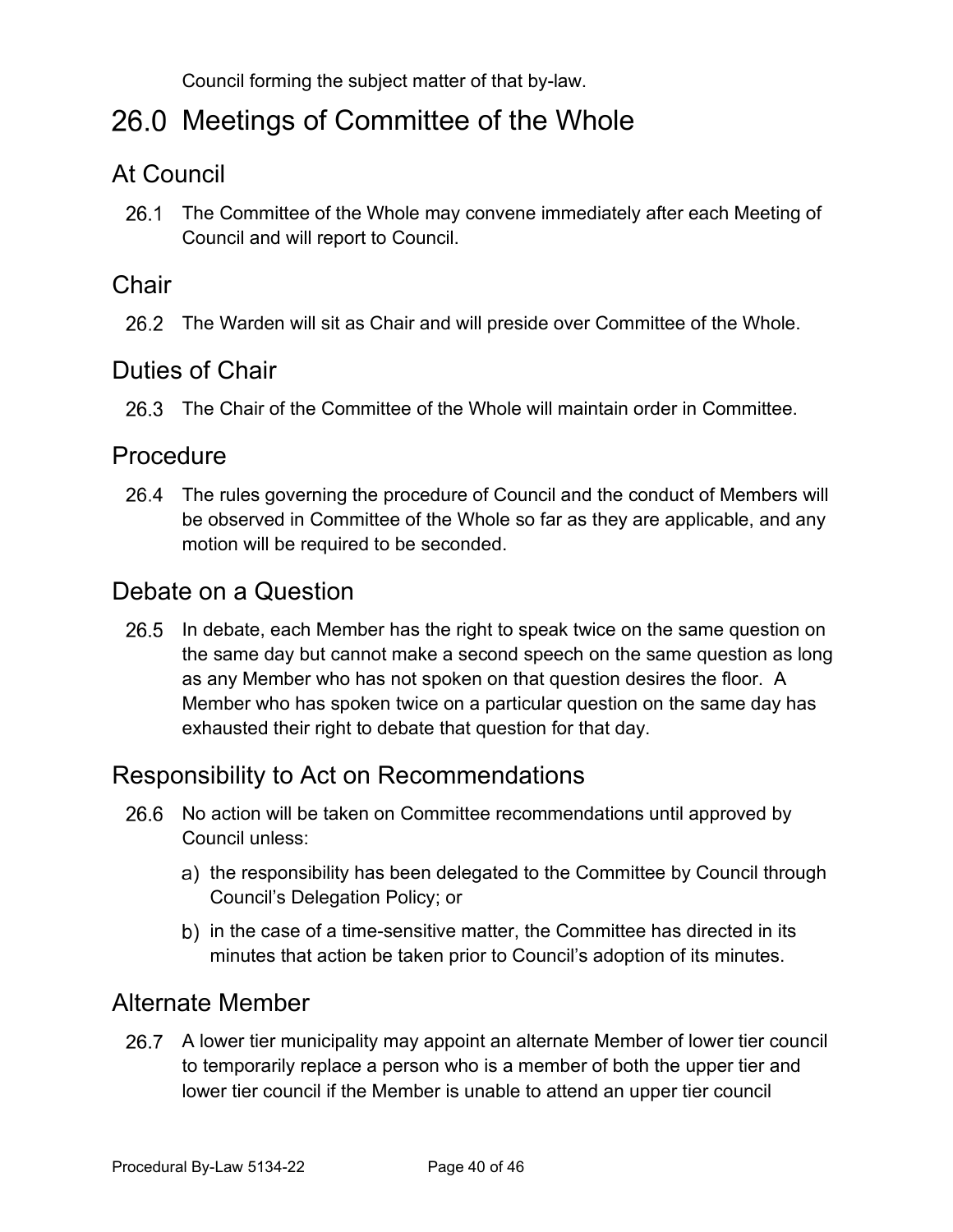Council forming the subject matter of that by-law.

# 26.0 Meetings of Committee of the Whole

## At Council

26.1 The Committee of the Whole may convene immediately after each Meeting of Council and will report to Council.

## Chair

26.2 The Warden will sit as Chair and will preside over Committee of the Whole.

## Duties of Chair

26.3 The Chair of the Committee of the Whole will maintain order in Committee.

## Procedure

26.4 The rules governing the procedure of Council and the conduct of Members will be observed in Committee of the Whole so far as they are applicable, and any motion will be required to be seconded.

## Debate on a Question

26.5 In debate, each Member has the right to speak twice on the same question on the same day but cannot make a second speech on the same question as long as any Member who has not spoken on that question desires the floor. A Member who has spoken twice on a particular question on the same day has exhausted their right to debate that question for that day.

## Responsibility to Act on Recommendations

26.6 No action will be taken on Committee recommendations until approved by Council unless:

a) the responsibility has been delegated to the Committee by Council through Council's Delegation Policy; or

b) in the case of a time-sensitive matter, the Committee has directed in its minutes that action be taken prior to Council's adoption of its minutes.

## Alternate Member

26.7 A lower tier municipality may appoint an alternate Member of lower tier council to temporarily replace a person who is a member of both the upper tier and lower tier council if the Member is unable to attend an upper tier council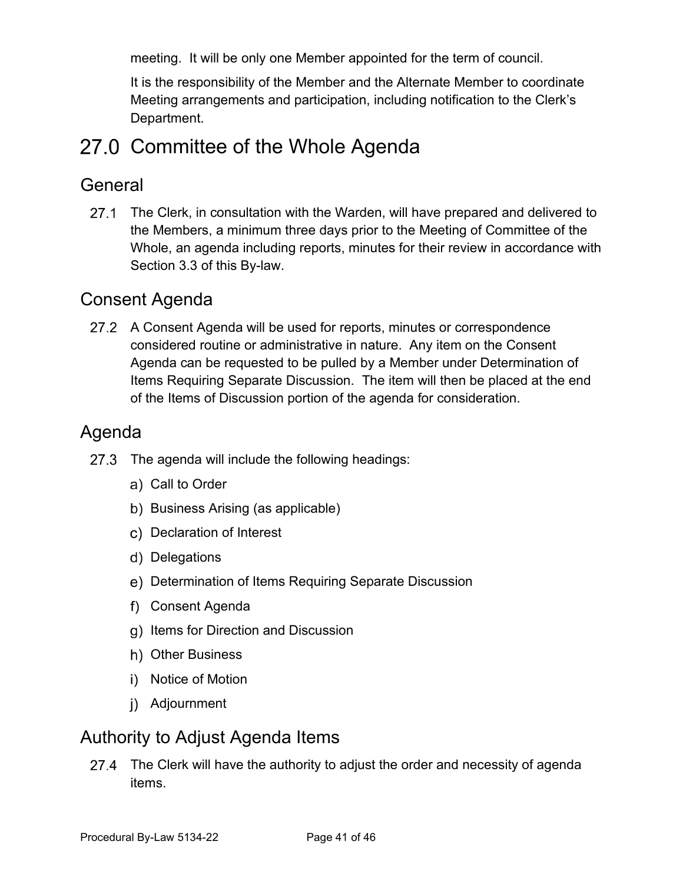meeting. It will be only one Member appointed for the term of council.

It is the responsibility of the Member and the Alternate Member to coordinate Meeting arrangements and participation, including notification to the Clerk's Department.

# 27.0 Committee of the Whole Agenda

## General

27.1 The Clerk, in consultation with the Warden, will have prepared and delivered to the Members, a minimum three days prior to the Meeting of Committee of the Whole, an agenda including reports, minutes for their review in accordance with Section 3.3 of this By-law.

## Consent Agenda

27.2 A Consent Agenda will be used for reports, minutes or correspondence considered routine or administrative in nature. Any item on the Consent Agenda can be requested to be pulled by a Member under Determination of Items Requiring Separate Discussion. The item will then be placed at the end of the Items of Discussion portion of the agenda for consideration.

## Agenda

27.3 The agenda will include the following headings:

a) Call to Order
b) Business Arising (as applicable)
c) Declaration of Interest
d) Delegations
e) Determination of Items Requiring Separate Discussion
f) Consent Agenda
g) Items for Direction and Discussion
h) Other Business
i) Notice of Motion
j) Adjournment

## Authority to Adjust Agenda Items

27.4 The Clerk will have the authority to adjust the order and necessity of agenda items.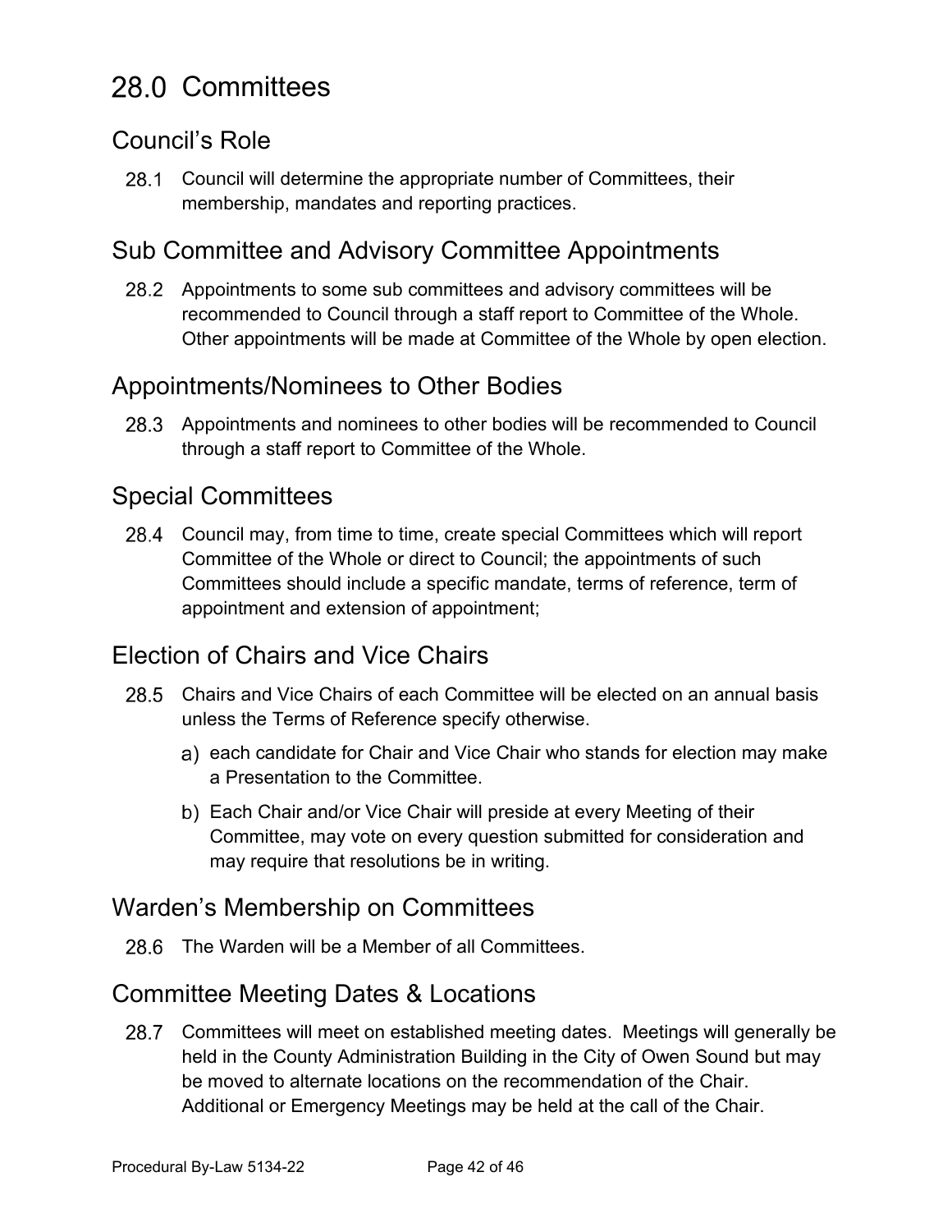# 28.0 Committees

## Council's Role

28.1 Council will determine the appropriate number of Committees, their membership, mandates and reporting practices.

## Sub Committee and Advisory Committee Appointments

28.2 Appointments to some sub committees and advisory committees will be recommended to Council through a staff report to Committee of the Whole. Other appointments will be made at Committee of the Whole by open election.

## Appointments/Nominees to Other Bodies

28.3 Appointments and nominees to other bodies will be recommended to Council through a staff report to Committee of the Whole.

## Special Committees

28.4 Council may, from time to time, create special Committees which will report Committee of the Whole or direct to Council; the appointments of such Committees should include a specific mandate, terms of reference, term of appointment and extension of appointment;

## Election of Chairs and Vice Chairs

28.5 Chairs and Vice Chairs of each Committee will be elected on an annual basis unless the Terms of Reference specify otherwise.

a) each candidate for Chair and Vice Chair who stands for election may make a Presentation to the Committee.

b) Each Chair and/or Vice Chair will preside at every Meeting of their Committee, may vote on every question submitted for consideration and may require that resolutions be in writing.

## Warden's Membership on Committees

28.6 The Warden will be a Member of all Committees.

## Committee Meeting Dates & Locations

28.7 Committees will meet on established meeting dates. Meetings will generally be held in the County Administration Building in the City of Owen Sound but may be moved to alternate locations on the recommendation of the Chair. Additional or Emergency Meetings may be held at the call of the Chair.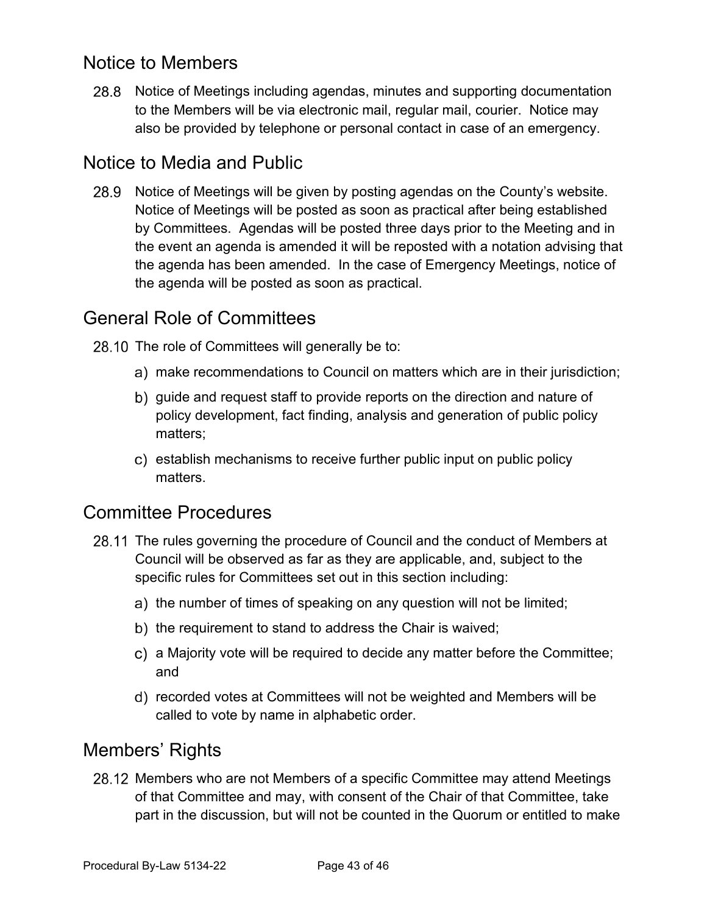## Notice to Members

28.8 Notice of Meetings including agendas, minutes and supporting documentation to the Members will be via electronic mail, regular mail, courier. Notice may also be provided by telephone or personal contact in case of an emergency.

## Notice to Media and Public

28.9 Notice of Meetings will be given by posting agendas on the County's website. Notice of Meetings will be posted as soon as practical after being established by Committees. Agendas will be posted three days prior to the Meeting and in the event an agenda is amended it will be reposted with a notation advising that the agenda has been amended. In the case of Emergency Meetings, notice of the agenda will be posted as soon as practical.

## General Role of Committees

28.10 The role of Committees will generally be to:

a) make recommendations to Council on matters which are in their jurisdiction;

b) guide and request staff to provide reports on the direction and nature of policy development, fact finding, analysis and generation of public policy matters;

c) establish mechanisms to receive further public input on public policy matters.

## Committee Procedures

28.11 The rules governing the procedure of Council and the conduct of Members at Council will be observed as far as they are applicable, and, subject to the specific rules for Committees set out in this section including:

a) the number of times of speaking on any question will not be limited;

b) the requirement to stand to address the Chair is waived;

c) a Majority vote will be required to decide any matter before the Committee; and

d) recorded votes at Committees will not be weighted and Members will be called to vote by name in alphabetic order.

## Members' Rights

28.12 Members who are not Members of a specific Committee may attend Meetings of that Committee and may, with consent of the Chair of that Committee, take part in the discussion, but will not be counted in the Quorum or entitled to make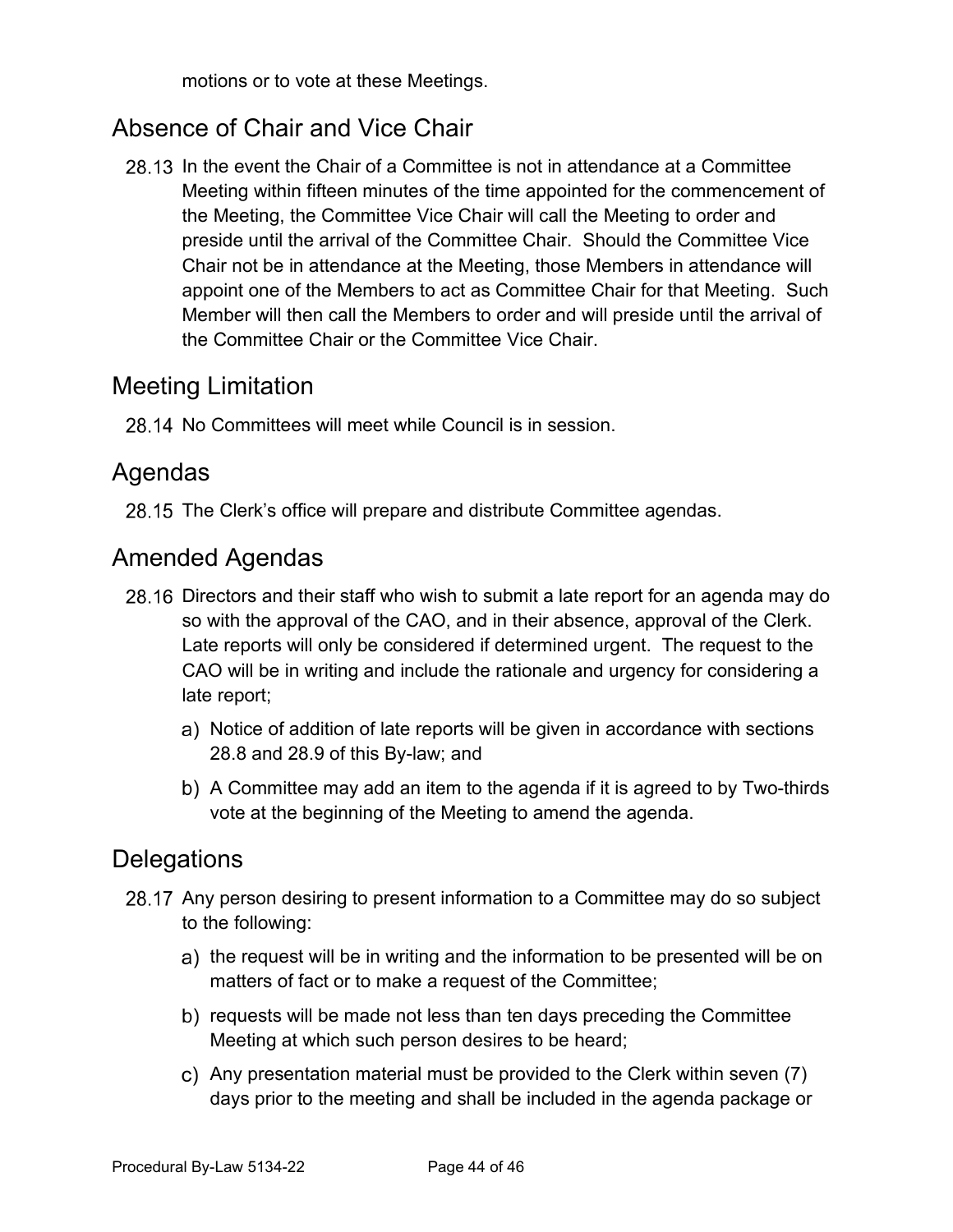motions or to vote at these Meetings.

## Absence of Chair and Vice Chair

28.13 In the event the Chair of a Committee is not in attendance at a Committee Meeting within fifteen minutes of the time appointed for the commencement of the Meeting, the Committee Vice Chair will call the Meeting to order and preside until the arrival of the Committee Chair. Should the Committee Vice Chair not be in attendance at the Meeting, those Members in attendance will appoint one of the Members to act as Committee Chair for that Meeting. Such Member will then call the Members to order and will preside until the arrival of the Committee Chair or the Committee Vice Chair.

## Meeting Limitation

28.14 No Committees will meet while Council is in session.

## Agendas

28.15 The Clerk's office will prepare and distribute Committee agendas.

## Amended Agendas

28.16 Directors and their staff who wish to submit a late report for an agenda may do so with the approval of the CAO, and in their absence, approval of the Clerk. Late reports will only be considered if determined urgent. The request to the CAO will be in writing and include the rationale and urgency for considering a late report;

a) Notice of addition of late reports will be given in accordance with sections 28.8 and 28.9 of this By-law; and

b) A Committee may add an item to the agenda if it is agreed to by Two-thirds vote at the beginning of the Meeting to amend the agenda.

## Delegations

28.17 Any person desiring to present information to a Committee may do so subject to the following:

a) the request will be in writing and the information to be presented will be on matters of fact or to make a request of the Committee;

b) requests will be made not less than ten days preceding the Committee Meeting at which such person desires to be heard;

c) Any presentation material must be provided to the Clerk within seven (7) days prior to the meeting and shall be included in the agenda package or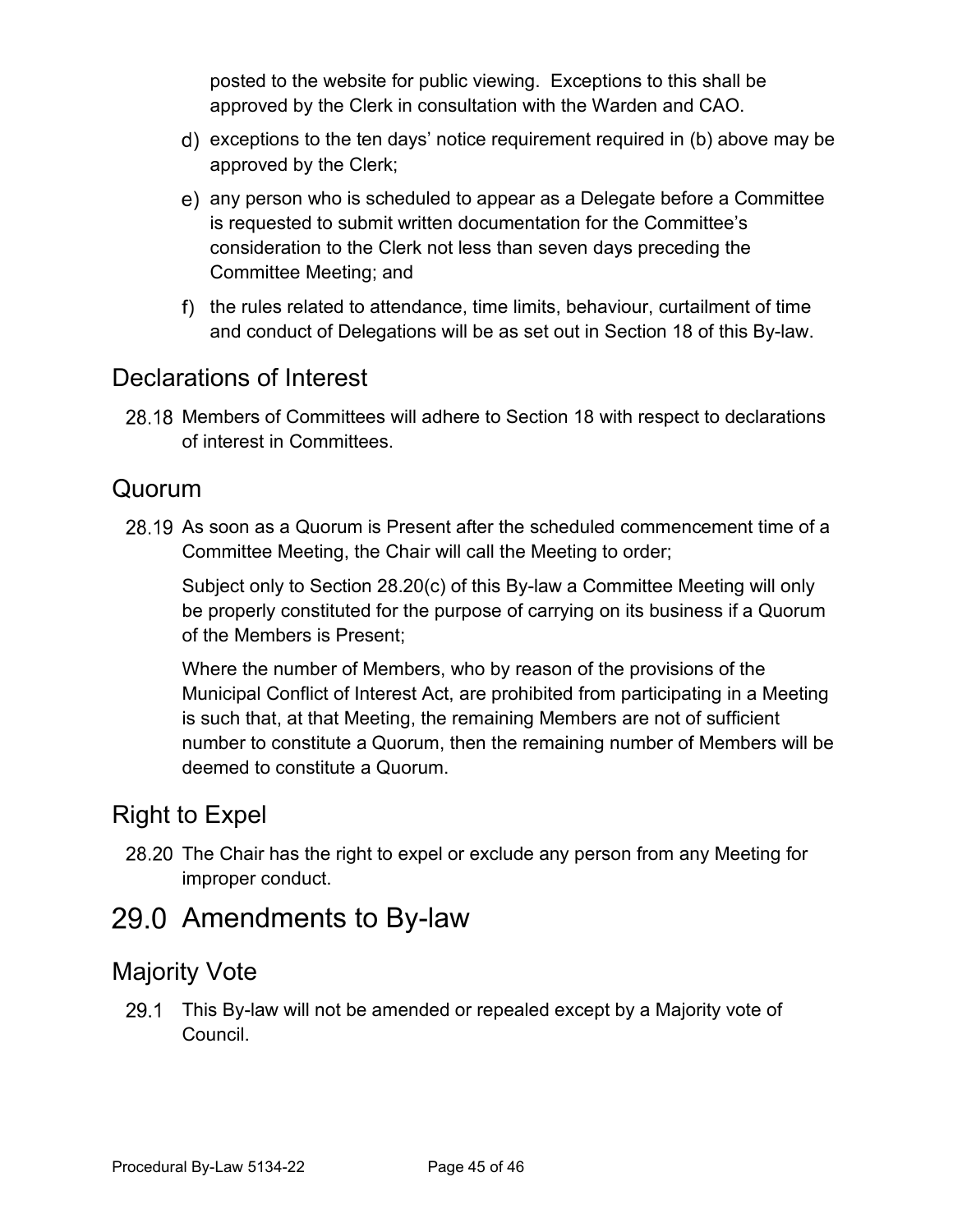posted to the website for public viewing. Exceptions to this shall be approved by the Clerk in consultation with the Warden and CAO.

d) exceptions to the ten days' notice requirement required in (b) above may be approved by the Clerk;

e) any person who is scheduled to appear as a Delegate before a Committee is requested to submit written documentation for the Committee's consideration to the Clerk not less than seven days preceding the Committee Meeting; and

f) the rules related to attendance, time limits, behaviour, curtailment of time and conduct of Delegations will be as set out in Section 18 of this By-law.

## Declarations of Interest

28.18 Members of Committees will adhere to Section 18 with respect to declarations of interest in Committees.

## Quorum

28.19 As soon as a Quorum is Present after the scheduled commencement time of a Committee Meeting, the Chair will call the Meeting to order;

Subject only to Section 28.20(c) of this By-law a Committee Meeting will only be properly constituted for the purpose of carrying on its business if a Quorum of the Members is Present;

Where the number of Members, who by reason of the provisions of the Municipal Conflict of Interest Act, are prohibited from participating in a Meeting is such that, at that Meeting, the remaining Members are not of sufficient number to constitute a Quorum, then the remaining number of Members will be deemed to constitute a Quorum.

## Right to Expel

28.20 The Chair has the right to expel or exclude any person from any Meeting for improper conduct.

# 29.0 Amendments to By-law

## Majority Vote

29.1 This By-law will not be amended or repealed except by a Majority vote of Council.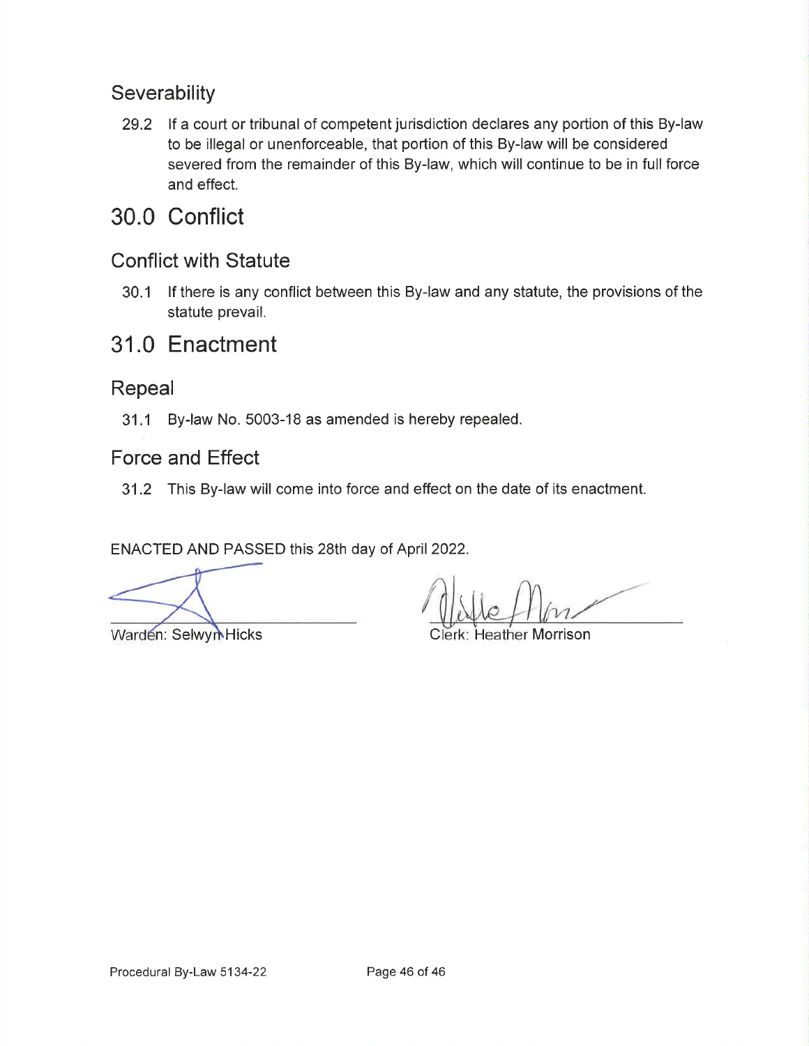### Severability

29.2 If a court or tribunal of competent jurisdiction declares any portion of this By-law to be illegal or unenforceable, that portion of this By-law will be considered severed from the remainder of this By-law, which will continue to be in full force and effect.

## 30.0 Conflict

### Conflict with Statute

30.1 If there is any conflict between this By-law and any statute, the provisions of the statute prevail.

## 31.0 Enactment

### Repeal

31.1 By-law No. 5003-18 as amended is hereby repealed.

### Force and Effect

31.2 This By-law will come into force and effect on the date of its enactment.

ENACTED AND PASSED this 28th day of April 2022.

Warden: Selwyn Hicks

Clerk: Heather Morrison